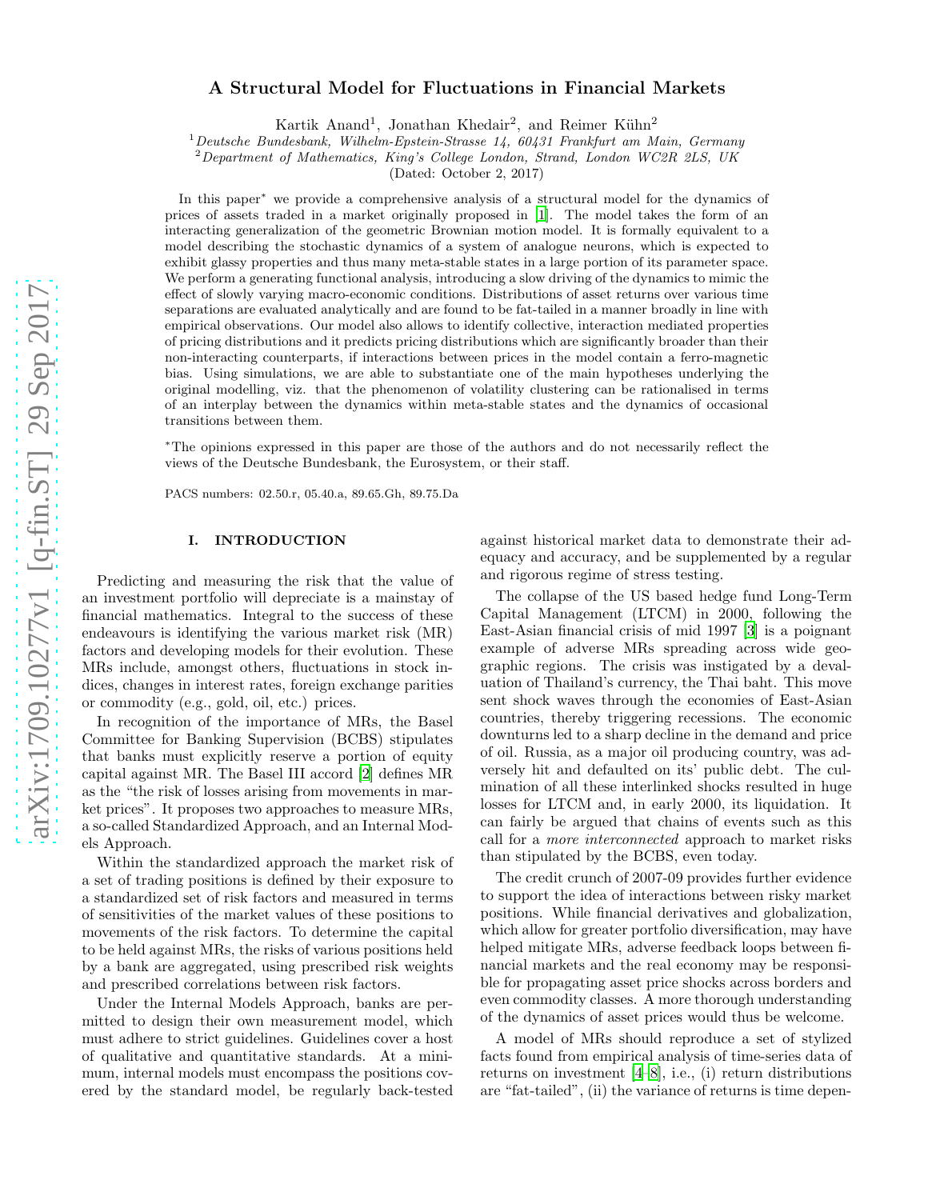# A Structural Model for Fluctuations in Financial Markets

Kartik Anand[1], Jonathan Khedair[2], and Reimer Kühn[2]

[1] *Deutsche Bundesbank, Wilhelm-Epstein-Strasse 14, 60431 Frankfurt am Main, Germany*
[2] *Department of Mathematics, King's College London, Strand, London WC2R 2LS, UK*

(Dated: October 2, 2017)

In this paper* we provide a comprehensive analysis of a structural model for the dynamics of prices of assets traded in a market originally proposed in [1]. The model takes the form of an interacting generalization of the geometric Brownian motion model. It is formally equivalent to a model describing the stochastic dynamics of a system of analogue neurons, which is expected to exhibit glassy properties and thus many meta-stable states in a large portion of its parameter space. We perform a generating functional analysis, introducing a slow driving of the dynamics to mimic the effect of slowly varying macro-economic conditions. Distributions of asset returns over various time separations are evaluated analytically and are found to be fat-tailed in a manner broadly in line with empirical observations. Our model also allows to identify collective, interaction mediated properties of pricing distributions and it predicts pricing distributions which are significantly broader than their non-interacting counterparts, if interactions between prices in the model contain a ferro-magnetic bias. Using simulations, we are able to substantiate one of the main hypotheses underlying the original modelling, viz. that the phenomenon of volatility clustering can be rationalised in terms of an interplay between the dynamics within meta-stable states and the dynamics of occasional transitions between them.

*The opinions expressed in this paper are those of the authors and do not necessarily reflect the views of the Deutsche Bundesbank, the Eurosystem, or their staff.

PACS numbers: 02.50.r, 05.40.a, 89.65.Gh, 89.75.Da

## I. INTRODUCTION

Predicting and measuring the risk that the value of an investment portfolio will depreciate is a mainstay of financial mathematics. Integral to the success of these endeavours is identifying the various market risk (MR) factors and developing models for their evolution. These MRs include, amongst others, fluctuations in stock indices, changes in interest rates, foreign exchange parities or commodity (e.g., gold, oil, etc.) prices.

In recognition of the importance of MRs, the Basel Committee for Banking Supervision (BCBS) stipulates that banks must explicitly reserve a portion of equity capital against MR. The Basel III accord [2] defines MR as the "the risk of losses arising from movements in market prices". It proposes two approaches to measure MRs, a so-called Standardized Approach, and an Internal Models Approach.

Within the standardized approach the market risk of a set of trading positions is defined by their exposure to a standardized set of risk factors and measured in terms of sensitivities of the market values of these positions to movements of the risk factors. To determine the capital to be held against MRs, the risks of various positions held by a bank are aggregated, using prescribed risk weights and prescribed correlations between risk factors.

Under the Internal Models Approach, banks are permitted to design their own measurement model, which must adhere to strict guidelines. Guidelines cover a host of qualitative and quantitative standards. At a minimum, internal models must encompass the positions covered by the standard model, be regularly back-tested against historical market data to demonstrate their adequacy and accuracy, and be supplemented by a regular and rigorous regime of stress testing.

The collapse of the US based hedge fund Long-Term Capital Management (LTCM) in 2000, following the East-Asian financial crisis of mid 1997 [3] is a poignant example of adverse MRs spreading across wide geographic regions. The crisis was instigated by a devaluation of Thailand's currency, the Thai baht. This move sent shock waves through the economies of East-Asian countries, thereby triggering recessions. The economic downturns led to a sharp decline in the demand and price of oil. Russia, as a major oil producing country, was adversely hit and defaulted on its' public debt. The culmination of all these interlinked shocks resulted in huge losses for LTCM and, in early 2000, its liquidation. It can fairly be argued that chains of events such as this call for a *more interconnected* approach to market risks than stipulated by the BCBS, even today.

The credit crunch of 2007-09 provides further evidence to support the idea of interactions between risky market positions. While financial derivatives and globalization, which allow for greater portfolio diversification, may have helped mitigate MRs, adverse feedback loops between financial markets and the real economy may be responsible for propagating asset price shocks across borders and even commodity classes. A more thorough understanding of the dynamics of asset prices would thus be welcome.

A model of MRs should reproduce a set of stylized facts found from empirical analysis of time-series data of returns on investment [4–8], i.e., (i) return distributions are "fat-tailed", (ii) the variance of returns is time depen-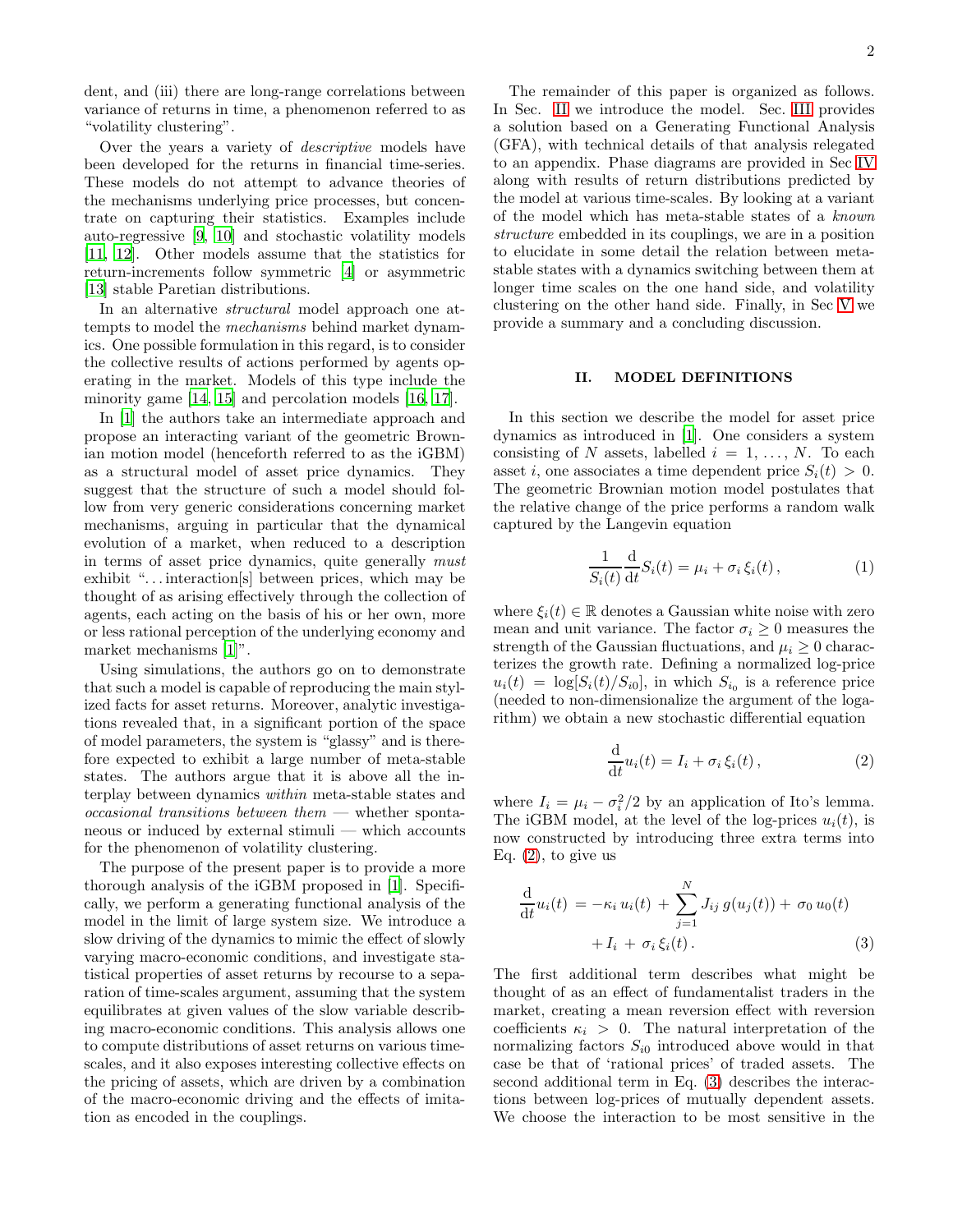dent, and (iii) there are long-range correlations between variance of returns in time, a phenomenon referred to as "volatility clustering".

Over the years a variety of *descriptive* models have been developed for the returns in financial time-series. These models do not attempt to advance theories of the mechanisms underlying price processes, but concentrate on capturing their statistics. Examples include auto-regressive [9, 10] and stochastic volatility models [11, 12]. Other models assume that the statistics for return-increments follow symmetric [4] or asymmetric [13] stable Paretian distributions.

In an alternative *structural* model approach one attempts to model the *mechanisms* behind market dynamics. One possible formulation in this regard, is to consider the collective results of actions performed by agents operating in the market. Models of this type include the minority game [14, 15] and percolation models [16, 17].

In [1] the authors take an intermediate approach and propose an interacting variant of the geometric Brownian motion model (henceforth referred to as the iGBM) as a structural model of asset price dynamics. They suggest that the structure of such a model should follow from very generic considerations concerning market mechanisms, arguing in particular that the dynamical evolution of a market, when reduced to a description in terms of asset price dynamics, quite generally *must* exhibit "...interaction[s] between prices, which may be thought of as arising effectively through the collection of agents, each acting on the basis of his or her own, more or less rational perception of the underlying economy and market mechanisms [1]".

Using simulations, the authors go on to demonstrate that such a model is capable of reproducing the main stylized facts for asset returns. Moreover, analytic investigations revealed that, in a significant portion of the space of model parameters, the system is "glassy" and is therefore expected to exhibit a large number of meta-stable states. The authors argue that it is above all the interplay between dynamics *within* meta-stable states and *occasional transitions between them* — whether spontaneous or induced by external stimuli — which accounts for the phenomenon of volatility clustering.

The purpose of the present paper is to provide a more thorough analysis of the iGBM proposed in [1]. Specifically, we perform a generating functional analysis of the model in the limit of large system size. We introduce a slow driving of the dynamics to mimic the effect of slowly varying macro-economic conditions, and investigate statistical properties of asset returns by recourse to a separation of time-scales, assuming that the system equilibrates at given values of the slow variable describing macro-economic conditions. This analysis allows one to compute distributions of asset returns on various time-scales, and it also exposes interesting collective effects on the pricing of assets, which are driven by a combination of the macro-economic driving and the effects of imitation as encoded in the couplings.

The remainder of this paper is organized as follows. In Sec. II we introduce the model. Sec. III provides a solution based on a Generating Functional Analysis (GFA), with technical details of that analysis relegated to an appendix. Phase diagrams are provided in Sec IV along with results of return distributions predicted by the model at various time-scales. By looking at a variant of the model which has meta-stable states of a *known structure* embedded in its couplings, we are in a position to elucidate in some detail the relation between meta-stable states with a dynamics switching between them at longer time scales on the one hand side, and volatility clustering on the other hand side. Finally, in Sec V we provide a summary and a concluding discussion.

## II. MODEL DEFINITIONS

In this section we describe the model for asset price dynamics as introduced in [1]. One considers a system consisting of $N$ assets, labelled $i = 1, \ldots, N$. To each asset $i$, one associates a time dependent price $S_i(t) > 0$. The geometric Brownian motion model postulates that the relative change of the price performs a random walk captured by the Langevin equation

$$\frac{1}{S_i(t)} \frac{\mathrm{d}}{\mathrm{d}t} S_i(t) = \mu_i + \sigma_i \, \xi_i(t) \,, \tag{1}$$

where $\xi_i(t) \in \mathbb{R}$ denotes a Gaussian white noise with zero mean and unit variance. The factor $\sigma_i \geq 0$ measures the strength of the Gaussian fluctuations, and $\mu_i \geq 0$ characterizes the growth rate. Defining a normalized log-price $u_i(t) = \log[S_i(t)/S_{i0}]$, in which $S_{i_0}$ is a reference price (needed to non-dimensionalize the argument of the logarithm) we obtain a new stochastic differential equation

$$\frac{\mathrm{d}}{\mathrm{d}t} u_i(t) = I_i + \sigma_i \, \xi_i(t) \,, \tag{2}$$

where $I_i = \mu_i - \sigma_i^2/2$ by an application of Ito's lemma. The iGBM model, at the level of the log-prices $u_i(t)$, is now constructed by introducing three extra terms into Eq. (2), to give us

$$\begin{aligned} \frac{\mathrm{d}}{\mathrm{d}t} u_i(t) &= -\kappa_i \, u_i(t) + \sum_{j=1}^{N} J_{ij} \, g(u_j(t)) + \sigma_0 \, u_0(t) \\ &\quad + I_i \, + \, \sigma_i \, \xi_i(t) \,. \end{aligned} \tag{3}$$

The first additional term describes what might be thought of as an effect of fundamentalist traders in the market, creating a mean reversion effect with reversion coefficients $\kappa_i > 0$. The natural interpretation of the normalizing factors $S_{i0}$ introduced above would in that case be that of 'rational prices' of traded assets. The second additional term in Eq. (3) describes the interactions between log-prices of mutually dependent assets. We choose the interaction to be most sensitive in the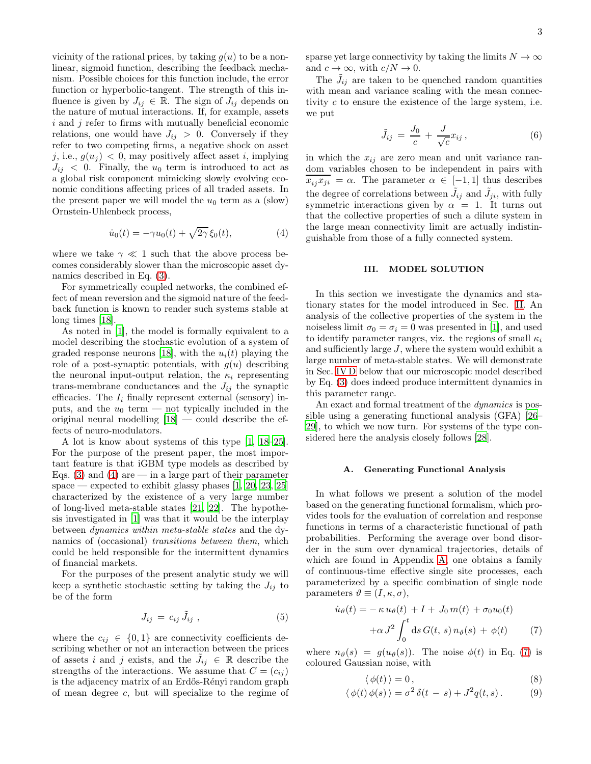vicinity of the rational prices, by taking $g(u)$ to be a nonlinear, sigmoid function, describing the feedback mechanism. Possible choices for this function include, the error function or hyperbolic-tangent. The strength of this influence is given by $J_{ij} \in \mathbb{R}$. The sign of $J_{ij}$ depends on the nature of mutual interactions. If, for example, assets $i$ and $j$ refer to firms with mutually beneficial economic relations, one would have $J_{ij} > 0$. Conversely if they refer to two competing firms, a negative shock on asset $j$, i.e., $g(u_j) < 0$, may positively affect asset $i$, implying $J_{ij} < 0$. Finally, the $u_0$ term is introduced to act as a global risk component mimicking slowly evolving economic conditions affecting prices of all traded assets. In the present paper we will model the $u_0$ term as a (slow) Ornstein-Uhlenbeck process,

$$\dot{u}_0(t) = -\gamma u_0(t) + \sqrt{2\gamma}\,\xi_0(t), \tag{4}$$

where we take $\gamma \ll 1$ such that the above process becomes considerably slower than the microscopic asset dynamics described in Eq. (3).

For symmetrically coupled networks, the combined effect of mean reversion and the sigmoid nature of the feedback function is known to render such systems stable at long times [18].

As noted in [1], the model is formally equivalent to a model describing the stochastic evolution of a system of graded response neurons [18], with the $u_i(t)$ playing the role of a post-synaptic potentials, with $g(u)$ describing the neuronal input-output relation, the $\kappa_i$ representing trans-membrane conductances and the $J_{ij}$ the synaptic efficacies. The $I_i$ finally represent external (sensory) inputs, and the $u_0$ term — not typically included in the original neural modelling [18] — could describe the effects of neuro-modulators.

A lot is know about systems of this type [1, 18–25]. For the purpose of the present paper, the most important feature is that iGBM type models as described by Eqs. (3) and (4) are — in a large part of their parameter space — expected to exhibit glassy phases [1, 20, 23, 25] characterized by the existence of a very large number of long-lived meta-stable states [21, 22]. The hypothesis investigated in [1] was that it would be the interplay between *dynamics within meta-stable states* and the dynamics of (occasional) *transitions between them*, which could be held responsible for the intermittent dynamics of financial markets.

For the purposes of the present analytic study we will keep a synthetic stochastic setting by taking the $J_{ij}$ to be of the form

$$J_{ij} = c_{ij}\,\tilde{J}_{ij}\;, \tag{5}$$

where the $c_{ij} \in \{0, 1\}$ are connectivity coefficients describing whether or not an interaction between the prices of assets $i$ and $j$ exists, and the $\tilde{J}_{ij} \in \mathbb{R}$ describe the strengths of the interactions. We assume that $C = (c_{ij})$ is the adjacency matrix of an Erdős-Rényi random graph of mean degree $c$, but will specialize to the regime of sparse yet large connectivity by taking the limits $N \to \infty$ and $c \to \infty$, with $c/N \to 0$.

The $\tilde{J}_{ij}$ are taken to be quenched random quantities with mean and variance scaling with the mean connectivity $c$ to ensure the existence of the large system, i.e. we put

$$\tilde{J}_{ij} = \frac{J_0}{c} + \frac{J}{\sqrt{c}} x_{ij}\,, \tag{6}$$

in which the $x_{ij}$ are zero mean and unit variance random variables chosen to be independent in pairs with $\overline{x_{ij}x_{ji}} = \alpha$. The parameter $\alpha \in [-1, 1]$ thus describes the degree of correlations between $\tilde{J}_{ij}$ and $\tilde{J}_{ji}$, with fully symmetric interactions given by $\alpha = 1$. It turns out that the collective properties of such a dilute system in the large mean connectivity limit are actually indistinguishable from those of a fully connected system.

## III. MODEL SOLUTION

In this section we investigate the dynamics and stationary states for the model introduced in Sec. II. An analysis of the collective properties of the system in the noiseless limit $\sigma_0 = \sigma_i = 0$ was presented in [1], and used to identify parameter ranges, viz. the regions of small $\kappa_i$ and sufficiently large $J$, where the system would exhibit a large number of meta-stable states. We will demonstrate in Sec. IV D below that our microscopic model described by Eq. (3) does indeed produce intermittent dynamics in this parameter range.

An exact and formal treatment of the *dynamics* is possible using a generating functional analysis (GFA) [26–29], to which we now turn. For systems of the type considered here the analysis closely follows [28].

### A. Generating Functional Analysis

In what follows we present a solution of the model based on the generating functional formalism, which provides tools for the evaluation of correlation and response functions in terms of a characteristic functional of path probabilities. Performing the average over bond disorder in the sum over dynamical trajectories, details of which are found in Appendix A, one obtains a family of continuous-time effective single site processes, each parameterized by a specific combination of single node parameters $\vartheta \equiv (I, \kappa, \sigma)$,

$$\begin{aligned}\dot{u}_\vartheta(t) = &-\kappa\, u_\vartheta(t) + I + J_0\, m(t) + \sigma_0 u_0(t)\\ &+ \alpha\, J^2 \int_0^t \mathrm{d}s\, G(t, s)\, n_\vartheta(s) + \phi(t)\end{aligned} \tag{7}$$

where $n_\vartheta(s) = g(u_\vartheta(s))$. The noise $\phi(t)$ in Eq. (7) is coloured Gaussian noise, with

$$\langle\, \phi(t)\,\rangle = 0\,, \tag{8}$$

$$\langle\, \phi(t)\, \phi(s)\,\rangle = \sigma^2\, \delta(t - s) + J^2 q(t, s)\,. \tag{9}$$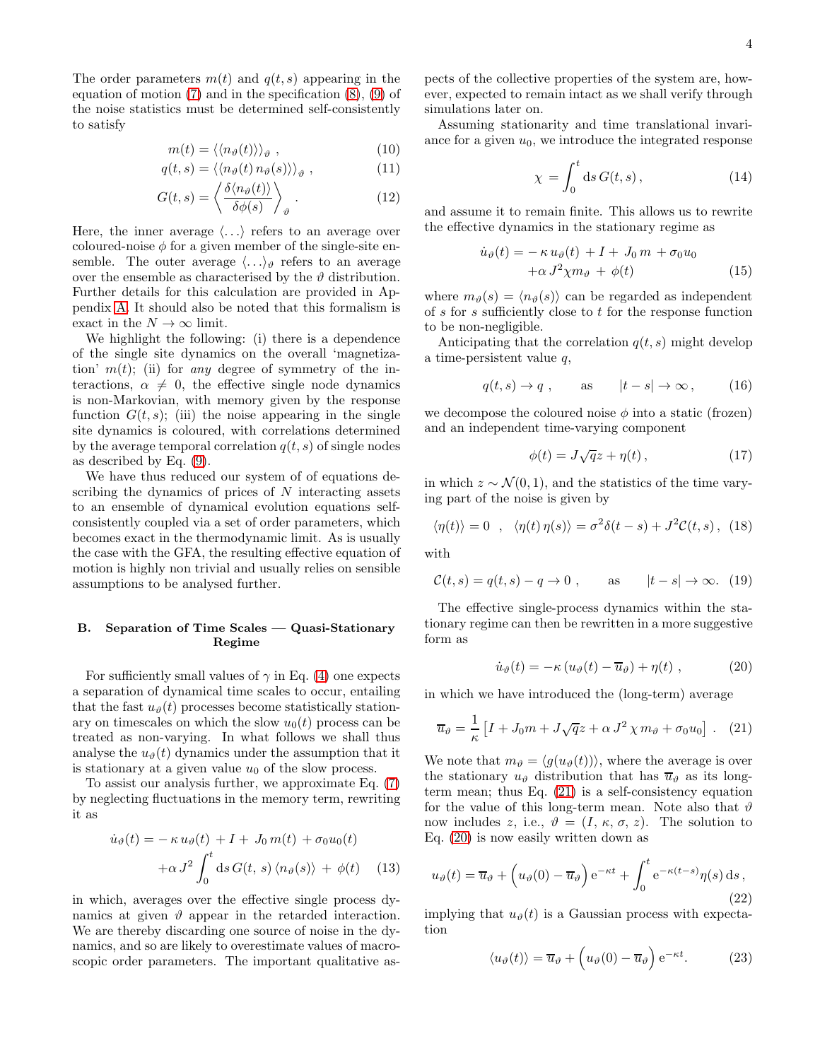The order parameters $m(t)$ and $q(t,s)$ appearing in the equation of motion (7) and in the specification (8), (9) of the noise statistics must be determined self-consistently to satisfy

$$m(t) = \langle\langle n_\vartheta(t)\rangle\rangle_\vartheta \ , \tag{10}$$

$$q(t,s) = \langle\langle n_\vartheta(t)\, n_\vartheta(s)\rangle\rangle_\vartheta \ , \tag{11}$$

$$G(t,s) = \left\langle \frac{\delta\langle n_\vartheta(t)\rangle}{\delta\phi(s)} \right\rangle_\vartheta . \tag{12}$$

Here, the inner average $\langle \ldots \rangle$ refers to an average over coloured-noise $\phi$ for a given member of the single-site ensemble. The outer average $\langle \ldots \rangle_\vartheta$ refers to an average over the ensemble as characterised by the $\vartheta$ distribution. Further details for this calculation are provided in Appendix A. It should also be noted that this formalism is exact in the $N \to \infty$ limit.

We highlight the following: (i) there is a dependence of the single site dynamics on the overall 'magnetization' $m(t)$; (ii) for *any* degree of symmetry of the interactions, $\alpha \neq 0$, the effective single node dynamics is non-Markovian, with memory given by the response function $G(t,s)$; (iii) the noise appearing in the single site dynamics is coloured, with correlations determined by the average temporal correlation $q(t,s)$ of single nodes as described by Eq. (9).

We have thus reduced our system of of equations describing the dynamics of prices of $N$ interacting assets to an ensemble of dynamical evolution equations self-consistently coupled via a set of order parameters, which becomes exact in the thermodynamic limit. As is usually the case with the GFA, the resulting effective equation of motion is highly non trivial and usually relies on sensible assumptions to be analysed further.

### B. Separation of Time Scales — Quasi-Stationary Regime

For sufficiently small values of $\gamma$ in Eq. (4) one expects a separation of dynamical time scales to occur, entailing that the fast $u_\vartheta(t)$ processes become statistically stationary on timescales on which the slow $u_0(t)$ process can be treated as non-varying. In what follows we shall thus analyse the $u_\vartheta(t)$ dynamics under the assumption that it is stationary at a given value $u_0$ of the slow process.

To assist our analysis further, we approximate Eq. (7) by neglecting fluctuations in the memory term, rewriting it as

$$\begin{aligned}\dot{u}_\vartheta(t) = &-\kappa\, u_\vartheta(t) + I + J_0\, m(t) + \sigma_0 u_0(t) \\ &+\alpha\, J^2 \int_0^t \mathrm{d}s\, G(t,\, s)\, \langle n_\vartheta(s)\rangle + \phi(t)\end{aligned} \tag{13}$$

in which, averages over the effective single process dynamics at given $\vartheta$ appear in the retarded interaction. We are thereby discarding one source of noise in the dynamics, and so are likely to overestimate values of macroscopic order parameters. The important qualitative aspects of the collective properties of the system are, however, expected to remain intact as we shall verify through simulations later on.

Assuming stationarity and time translational invariance for a given $u_0$, we introduce the integrated response

$$\chi = \int_0^t \mathrm{d}s\, G(t,s)\,, \tag{14}$$

and assume it to remain finite. This allows us to rewrite the effective dynamics in the stationary regime as

$$\begin{aligned}\dot{u}_\vartheta(t) = &-\kappa\, u_\vartheta(t) + I + J_0\, m + \sigma_0 u_0 \\ &+\alpha\, J^2 \chi m_\vartheta + \phi(t)\end{aligned} \tag{15}$$

where $m_\vartheta(s) = \langle n_\vartheta(s)\rangle$ can be regarded as independent of $s$ for $s$ sufficiently close to $t$ for the response function to be non-negligible.

Anticipating that the correlation $q(t,s)$ might develop a time-persistent value $q$,

$$q(t,s) \to q\ , \qquad \text{as} \qquad |t-s| \to \infty\,, \tag{16}$$

we decompose the coloured noise $\phi$ into a static (frozen) and an independent time-varying component

$$\phi(t) = J\sqrt{q}z + \eta(t)\,, \tag{17}$$

in which $z \sim \mathcal{N}(0,1)$, and the statistics of the time varying part of the noise is given by

$$\langle \eta(t)\rangle = 0 \quad , \quad \langle \eta(t)\, \eta(s)\rangle = \sigma^2\delta(t-s) + J^2\mathcal{C}(t,s)\,, \tag{18}$$

with

$$\mathcal{C}(t,s) = q(t,s) - q \to 0\ , \qquad \text{as} \qquad |t-s| \to \infty. \tag{19}$$

The effective single-process dynamics within the stationary regime can then be rewritten in a more suggestive form as

$$\dot{u}_\vartheta(t) = -\kappa\,(u_\vartheta(t) - \overline{u}_\vartheta) + \eta(t)\ , \tag{20}$$

in which we have introduced the (long-term) average

$$\overline{u}_\vartheta = \frac{1}{\kappa}\left[I + J_0 m + J\sqrt{q}z + \alpha\, J^2\, \chi\, m_\vartheta + \sigma_0 u_0\right]\ . \tag{21}$$

We note that $m_\vartheta = \langle g(u_\vartheta(t))\rangle$, where the average is over the stationary $u_\vartheta$ distribution that has $\overline{u}_\vartheta$ as its long-term mean; thus Eq. (21) is a self-consistency equation for the value of this long-term mean. Note also that $\vartheta$ now includes $z$, i.e., $\vartheta = (I,\, \kappa,\, \sigma,\, z)$. The solution to Eq. (20) is now easily written down as

$$u_\vartheta(t) = \overline{u}_\vartheta + \Big(u_\vartheta(0) - \overline{u}_\vartheta\Big)\, \mathrm{e}^{-\kappa t} + \int_0^t \mathrm{e}^{-\kappa(t-s)}\eta(s)\, \mathrm{d}s\,, \tag{22}$$

implying that $u_\vartheta(t)$ is a Gaussian process with expectation

$$\langle u_\vartheta(t)\rangle = \overline{u}_\vartheta + \Big(u_\vartheta(0) - \overline{u}_\vartheta\Big)\, \mathrm{e}^{-\kappa t}. \tag{23}$$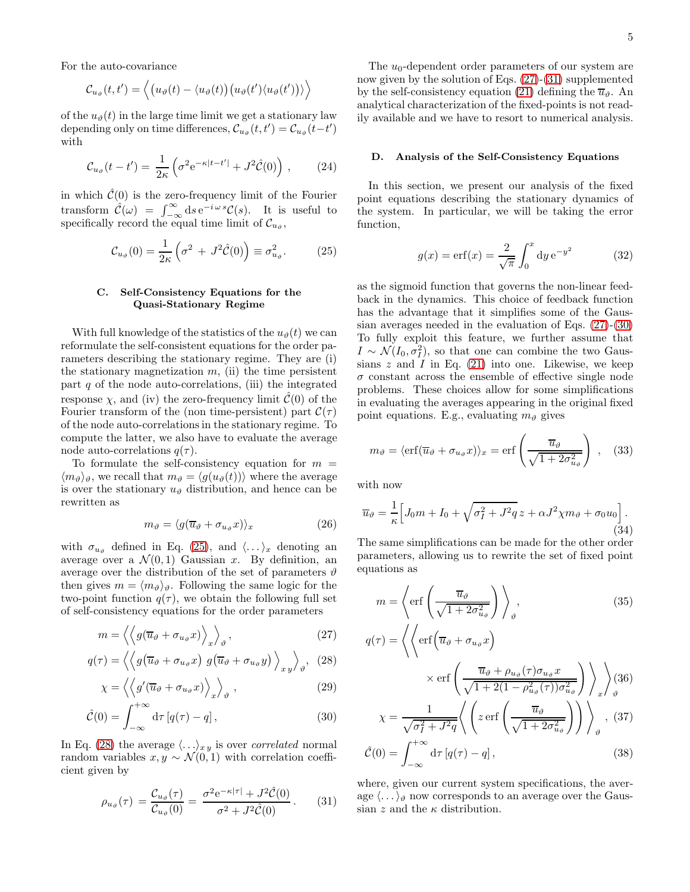For the auto-covariance

$$\mathcal{C}_{u_\vartheta}(t,t') = \Big\langle \big(u_\vartheta(t) - \langle u_\vartheta(t)\big)\big(u_\vartheta(t')\langle u_\vartheta(t')\big)\big\rangle\Big\rangle$$

of the $u_\vartheta(t)$ in the large time limit we get a stationary law depending only on time differences, $\mathcal{C}_{u_\vartheta}(t,t') = \mathcal{C}_{u_\vartheta}(t-t')$ with

$$\mathcal{C}_{u_\vartheta}(t-t') = \frac{1}{2\kappa}\left(\sigma^2 \mathrm{e}^{-\kappa|t-t'|} + J^2\hat{\mathcal{C}}(0)\right), \tag{24}$$

in which $\hat{\mathcal{C}}(0)$ is the zero-frequency limit of the Fourier transform $\hat{\mathcal{C}}(\omega) = \int_{-\infty}^{\infty} \mathrm{d}s\, \mathrm{e}^{-i\,\omega\, s}\mathcal{C}(s)$. It is useful to specifically record the equal time limit of $\mathcal{C}_{u_\vartheta}$,

$$\mathcal{C}_{u_\vartheta}(0) = \frac{1}{2\kappa}\left(\sigma^2 + J^2\hat{\mathcal{C}}(0)\right) \equiv \sigma^2_{u_\vartheta}. \tag{25}$$

### C. Self-Consistency Equations for the Quasi-Stationary Regime

With full knowledge of the statistics of the $u_\vartheta(t)$ we can reformulate the self-consistent equations for the order parameters describing the stationary regime. They are (i) the stationary magnetization $m$, (ii) the time persistent part $q$ of the node auto-correlations, (iii) the integrated response $\chi$, and (iv) the zero-frequency limit $\hat{\mathcal{C}}(0)$ of the Fourier transform of the (non time-persistent) part $\mathcal{C}(\tau)$ of the node auto-correlations in the stationary regime. To compute the latter, we also have to evaluate the average node auto-correlations $q(\tau)$.

To formulate the self-consistency equation for $m = \langle m_\vartheta\rangle_\vartheta$, we recall that $m_\vartheta = \langle g(u_\vartheta(t))\rangle$ where the average is over the stationary $u_\vartheta$ distribution, and hence can be rewritten as

$$m_\vartheta = \langle g(\overline{u}_\vartheta + \sigma_{u_\vartheta} x)\rangle_x \tag{26}$$

with $\sigma_{u_\vartheta}$ defined in Eq. (25), and $\langle \ldots\rangle_x$ denoting an average over a $\mathcal{N}(0,1)$ Gaussian $x$. By definition, an average over the distribution of the set of parameters $\vartheta$ then gives $m = \langle m_\vartheta\rangle_\vartheta$. Following the same logic for the two-point function $q(\tau)$, we obtain the following full set of self-consistency equations for the order parameters

$$m = \Big\langle\Big\langle g(\overline{u}_\vartheta + \sigma_{u_\vartheta} x)\Big\rangle_x\Big\rangle_\vartheta, \tag{27}$$

$$q(\tau) = \Big\langle\Big\langle g\big(\overline{u}_\vartheta + \sigma_{u_\vartheta} x\big)\; g\big(\overline{u}_\vartheta + \sigma_{u_\vartheta} y\big)\Big\rangle_{x\,y}\Big\rangle_\vartheta, \tag{28}$$

$$\chi = \Big\langle\Big\langle g'(\overline{u}_\vartheta + \sigma_{u_\vartheta} x)\Big\rangle_x\Big\rangle_\vartheta, \tag{29}$$

$$\hat{\mathcal{C}}(0) = \int_{-\infty}^{+\infty} \mathrm{d}\tau\, [q(\tau) - q], \tag{30}$$

In Eq. (28) the average $\langle\ldots\rangle_{x\,y}$ is over *correlated* normal random variables $x, y \sim \mathcal{N}(0,1)$ with correlation coefficient given by

$$\rho_{u_\vartheta}(\tau) = \frac{\mathcal{C}_{u_\vartheta}(\tau)}{\mathcal{C}_{u_\vartheta}(0)} = \frac{\sigma^2 \mathrm{e}^{-\kappa|\tau|} + J^2\hat{\mathcal{C}}(0)}{\sigma^2 + J^2\hat{\mathcal{C}}(0)}. \tag{31}$$

The $u_0$-dependent order parameters of our system are now given by the solution of Eqs. (27)-(31) supplemented by the self-consistency equation (21) defining the $\overline{u}_\vartheta$. An analytical characterization of the fixed-points is not readily available and we have to resort to numerical analysis.

### D. Analysis of the Self-Consistency Equations

In this section, we present our analysis of the fixed point equations describing the stationary dynamics of the system. In particular, we will be taking the error function,

$$g(x) = \mathrm{erf}(x) = \frac{2}{\sqrt{\pi}}\int_0^x \mathrm{d}y\, \mathrm{e}^{-y^2} \tag{32}$$

as the sigmoid function that governs the non-linear feedback in the dynamics. This choice of feedback function has the advantage that it simplifies some of the Gaussian averages needed in the evaluation of Eqs. (27)-(30) To fully exploit this feature, we further assume that $I \sim \mathcal{N}(I_0, \sigma_I^2)$, so that one can combine the two Gaussians $z$ and $I$ in Eq. (21) into one. Likewise, we keep $\sigma$ constant across the ensemble of effective single node problems. These choices allow for some simplifications in evaluating the averages appearing in the original fixed point equations. E.g., evaluating $m_\vartheta$ gives

$$m_\vartheta = \langle \mathrm{erf}(\overline{u}_\vartheta + \sigma_{u_\vartheta} x)\rangle_x = \mathrm{erf}\left(\frac{\overline{u}_\vartheta}{\sqrt{1 + 2\sigma^2_{u_\vartheta}}}\right), \tag{33}$$

with now

$$\overline{u}_\vartheta = \frac{1}{\kappa}\Big[J_0 m + I_0 + \sqrt{\sigma_I^2 + J^2 q}\, z + \alpha J^2\chi m_\vartheta + \sigma_0 u_0\Big]. \tag{34}$$

The same simplifications can be made for the other order parameters, allowing us to rewrite the set of fixed point equations as

$$m = \left\langle \mathrm{erf}\left(\frac{\overline{u}_\vartheta}{\sqrt{1 + 2\sigma^2_{u_\vartheta}}}\right)\right\rangle_\vartheta, \tag{35}$$

$$q(\tau) = \left\langle\left\langle \mathrm{erf}\Big(\overline{u}_\vartheta + \sigma_{u_\vartheta} x\Big) \times \mathrm{erf}\left(\frac{\overline{u}_\vartheta + \rho_{u_\vartheta}(\tau)\sigma_{u_\vartheta} x}{\sqrt{1 + 2(1 - \rho^2_{u_\vartheta}(\tau))\sigma^2_{u_\vartheta}}}\right)\right\rangle_x\right\rangle_\vartheta \tag{36}$$

$$\chi = \frac{1}{\sqrt{\sigma_I^2 + J^2 q}}\left\langle\left(z\,\mathrm{erf}\left(\frac{\overline{u}_\vartheta}{\sqrt{1 + 2\sigma^2_{u_\vartheta}}}\right)\right)\right\rangle_\vartheta, \tag{37}$$

$$\hat{\mathcal{C}}(0) = \int_{-\infty}^{+\infty} \mathrm{d}\tau\, [q(\tau) - q], \tag{38}$$

where, given our current system specifications, the average $\langle \ldots\rangle_\vartheta$ now corresponds to an average over the Gaussian $z$ and the $\kappa$ distribution.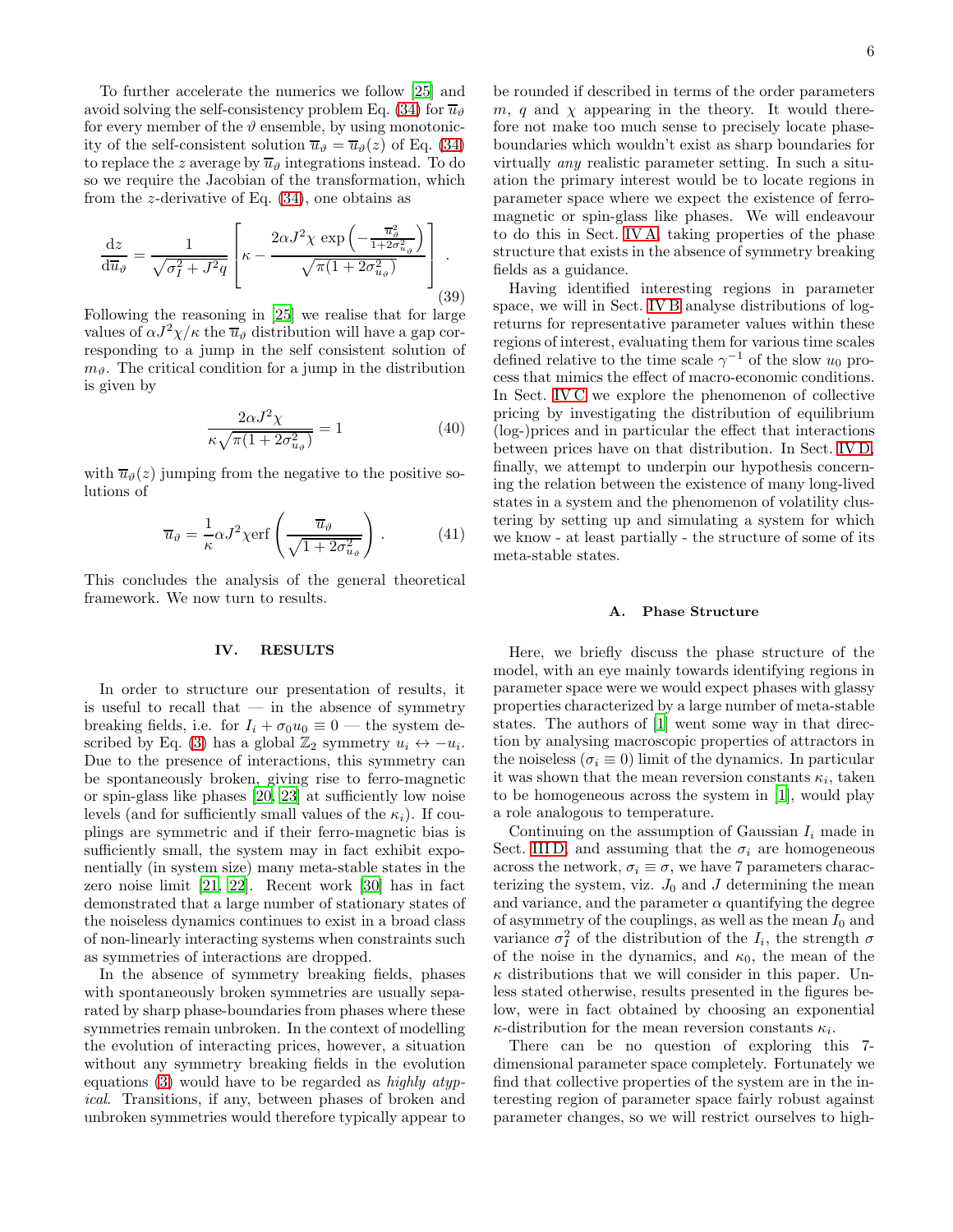To further accelerate the numerics we follow [25] and avoid solving the self-consistency problem Eq. (34) for $\overline{u}_\vartheta$ for every member of the $\vartheta$ ensemble, by using monotonicity of the self-consistent solution $\overline{u}_\vartheta = \overline{u}_\vartheta(z)$ of Eq. (34) to replace the $z$ average by $\overline{u}_\vartheta$ integrations instead. To do so we require the Jacobian of the transformation, which from the $z$-derivative of Eq. (34), one obtains as

$$\frac{\mathrm{d}z}{\mathrm{d}\overline{u}_\vartheta} = \frac{1}{\sqrt{\sigma_I^2 + J^2 q}} \left[ \kappa - \frac{2\alpha J^2 \chi \, \exp\left(-\frac{\overline{u}_\vartheta^2}{1+2\sigma_{u_\vartheta}^2}\right)}{\sqrt{\pi(1+2\sigma_{u_\vartheta}^2)}} \right] . \tag{39}$$

Following the reasoning in [25] we realise that for large values of $\alpha J^2 \chi / \kappa$ the $\overline{u}_\vartheta$ distribution will have a gap corresponding to a jump in the self consistent solution of $m_\vartheta$. The critical condition for a jump in the distribution is given by

$$\frac{2\alpha J^2 \chi}{\kappa \sqrt{\pi(1+2\sigma_{u_\vartheta}^2)}} = 1 \tag{40}$$

with $\overline{u}_\vartheta(z)$ jumping from the negative to the positive solutions of

$$\overline{u}_\vartheta = \frac{1}{\kappa} \alpha J^2 \chi \mathrm{erf}\left( \frac{\overline{u}_\vartheta}{\sqrt{1+2\sigma_{u_\vartheta}^2}} \right) . \tag{41}$$

This concludes the analysis of the general theoretical framework. We now turn to results.

## IV. RESULTS

In order to structure our presentation of results, it is useful to recall that — in the absence of symmetry breaking fields, i.e. for $I_i + \sigma_0 u_0 \equiv 0$ — the system described by Eq. (3) has a global $\mathbb{Z}_2$ symmetry $u_i \leftrightarrow -u_i$. Due to the presence of interactions, this symmetry can be spontaneously broken, giving rise to ferro-magnetic or spin-glass like phases [20, 23] at sufficiently low noise levels (and for sufficiently small values of the $\kappa_i$). If couplings are symmetric and if their ferro-magnetic bias is sufficiently small, the system may in fact exhibit exponentially (in system size) many meta-stable states in the zero noise limit [21, 22]. Recent work [30] has in fact demonstrated that a large number of stationary states of the noiseless dynamics continues to exist in a broad class of non-linearly interacting systems when constraints such as symmetries of interactions are dropped.

In the absence of symmetry breaking fields, phases with spontaneously broken symmetries are usually separated by sharp phase-boundaries from phases where these symmetries remain unbroken. In the context of modelling the evolution of interacting prices, however, a situation without any symmetry breaking fields in the evolution equations (3) would have to be regarded as *highly atypical*. Transitions, if any, between phases of broken and unbroken symmetries would therefore typically appear to be rounded if described in terms of the order parameters $m$, $q$ and $\chi$ appearing in the theory. It would therefore not make too much sense to precisely locate phase-boundaries which wouldn't exist as sharp boundaries for virtually *any* realistic parameter setting. In such a situation the primary interest would be to locate regions in parameter space where we expect the existence of ferromagnetic or spin-glass like phases. We will endeavour to do this in Sect. IV A, taking properties of the phase structure that exists in the absence of symmetry breaking fields as a guidance.

Having identified interesting regions in parameter space, we will in Sect. IV B analyse distributions of log-returns for representative parameter values within these regions of interest, evaluating them for various time scales defined relative to the time scale $\gamma^{-1}$ of the slow $u_0$ process that mimics the effect of macro-economic conditions. In Sect. IV C we explore the phenomenon of collective pricing by investigating the distribution of equilibrium (log-)prices and in particular the effect that interactions between prices have on that distribution. In Sect. IV D, finally, we attempt to underpin our hypothesis concerning the relation between the existence of many long-lived states in a system and the phenomenon of volatility clustering by setting up and simulating a system for which we know - at least partially - the structure of some of its meta-stable states.

### A. Phase Structure

Here, we briefly discuss the phase structure of the model, with an eye mainly towards identifying regions in parameter space were we would expect phases with glassy properties characterized by a large number of meta-stable states. The authors of [1] went some way in that direction by analysing macroscopic properties of attractors in the noiseless ($\sigma_i \equiv 0$) limit of the dynamics. In particular it was shown that the mean reversion constants $\kappa_i$, taken to be homogeneous across the system in [1], would play a role analogous to temperature.

Continuing on the assumption of Gaussian $I_i$ made in Sect. III D, and assuming that the $\sigma_i$ are homogeneous across the network, $\sigma_i \equiv \sigma$, we have 7 parameters characterizing the system, viz. $J_0$ and $J$ determining the mean and variance, and the parameter $\alpha$ quantifying the degree of asymmetry of the couplings, as well as the mean $I_0$ and variance $\sigma_I^2$ of the distribution of the $I_i$, the strength $\sigma$ of the noise in the dynamics, and $\kappa_0$, the mean of the $\kappa$ distributions that we will consider in this paper. Unless stated otherwise, results presented in the figures below, were in fact obtained by choosing an exponential $\kappa$-distribution for the mean reversion constants $\kappa_i$.

There can be no question of exploring this 7-dimensional parameter space completely. Fortunately we find that collective properties of the system are in the interesting region of parameter space fairly robust against parameter changes, so we will restrict ourselves to high-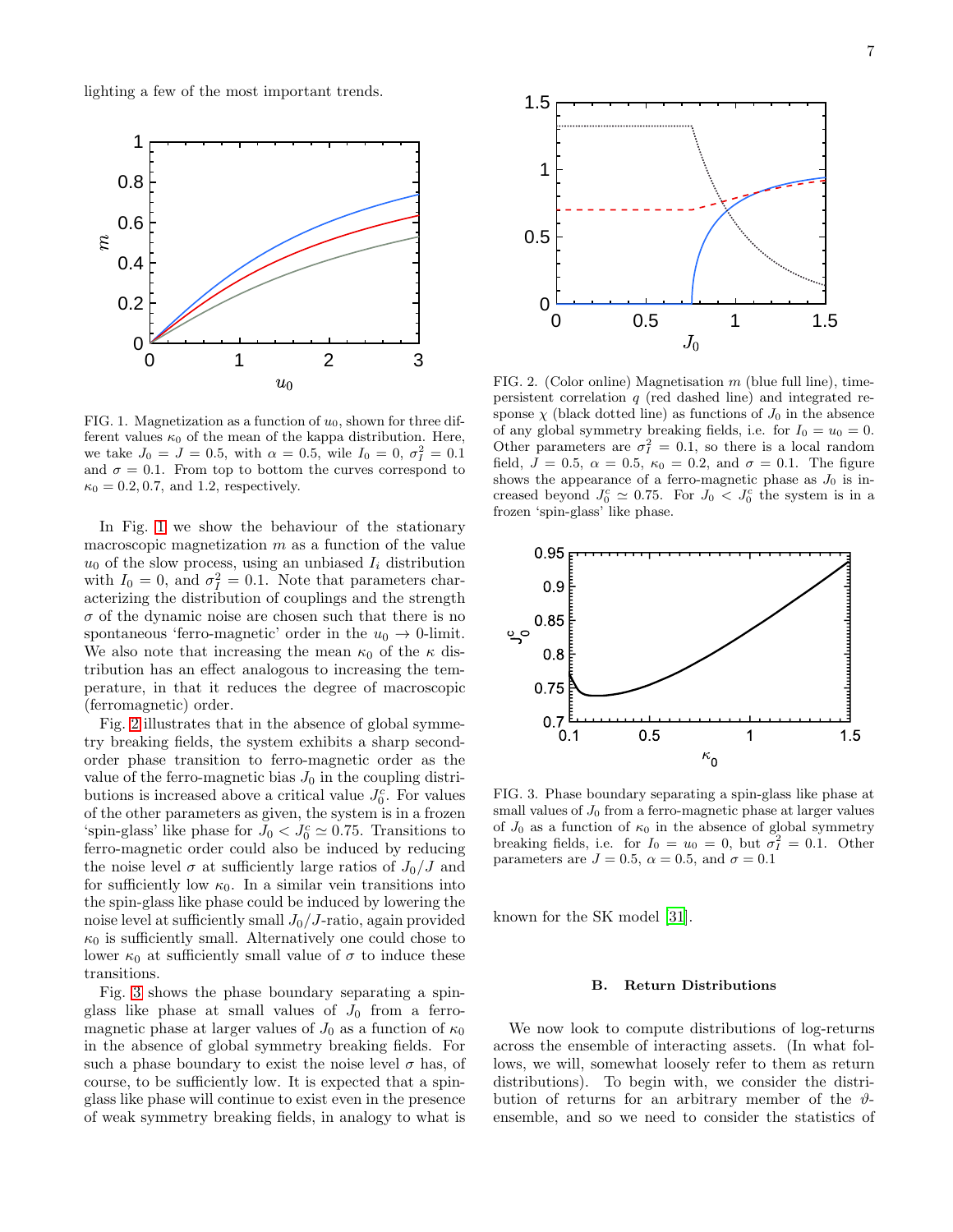lighting a few of the most important trends.

FIG. 1. Magnetization as a function of $u_0$, shown for three different values $\kappa_0$ of the mean of the kappa distribution. Here, we take $J_0 = J = 0.5$, with $\alpha = 0.5$, wile $I_0 = 0$, $\sigma_I^2 = 0.1$ and $\sigma = 0.1$. From top to bottom the curves correspond to $\kappa_0 = 0.2, 0.7$, and $1.2$, respectively.

In Fig. 1 we show the behaviour of the stationary macroscopic magnetization $m$ as a function of the value $u_0$ of the slow process, using an unbiased $I_i$ distribution with $I_0 = 0$, and $\sigma_I^2 = 0.1$. Note that parameters characterizing the distribution of couplings and the strength $\sigma$ of the dynamic noise are chosen such that there is no spontaneous 'ferro-magnetic' order in the $u_0 \to 0$-limit. We also note that increasing the mean $\kappa_0$ of the $\kappa$ distribution has an effect analogous to increasing the temperature, in that it reduces the degree of macroscopic (ferromagnetic) order.

Fig. 2 illustrates that in the absence of global symmetry breaking fields, the system exhibits a sharp second-order phase transition to ferro-magnetic order as the value of the ferro-magnetic bias $J_0$ in the coupling distributions is increased above a critical value $J_0^c$. For values of the other parameters as given, the system is in a frozen 'spin-glass' like phase for $J_0 < J_0^c \simeq 0.75$. Transitions to ferro-magnetic order could also be induced by reducing the noise level $\sigma$ at sufficiently large ratios of $J_0/J$ and for sufficiently low $\kappa_0$. In a similar vein transitions into the spin-glass like phase could be induced by lowering the noise level at sufficiently small $J_0/J$-ratio, again provided $\kappa_0$ is sufficiently small. Alternatively one could chose to lower $\kappa_0$ at sufficiently small value of $\sigma$ to induce these transitions.

Fig. 3 shows the phase boundary separating a spin-glass like phase at small values of $J_0$ from a ferro-magnetic phase at larger values of $J_0$ as a function of $\kappa_0$ in the absence of global symmetry breaking fields. For such a phase boundary to exist the noise level $\sigma$ has, of course, to be sufficiently low. It is expected that a spin-glass like phase will continue to exist even in the presence of weak symmetry breaking fields, in analogy to what is known for the SK model [31].

FIG. 2. (Color online) Magnetisation $m$ (blue full line), time-persistent correlation $q$ (red dashed line) and integrated response $\chi$ (black dotted line) as functions of $J_0$ in the absence of any global symmetry breaking fields, i.e. for $I_0 = u_0 = 0$. Other parameters are $\sigma_I^2 = 0.1$, so there is a local random field, $J = 0.5$, $\alpha = 0.5$, $\kappa_0 = 0.2$, and $\sigma = 0.1$. The figure shows the appearance of a ferro-magnetic phase as $J_0$ is increased beyond $J_0^c \simeq 0.75$. For $J_0 < J_0^c$ the system is in a frozen 'spin-glass' like phase.

FIG. 3. Phase boundary separating a spin-glass like phase at small values of $J_0$ from a ferro-magnetic phase at larger values of $J_0$ as a function of $\kappa_0$ in the absence of global symmetry breaking fields, i.e. for $I_0 = u_0 = 0$, but $\sigma_I^2 = 0.1$. Other parameters are $J = 0.5$, $\alpha = 0.5$, and $\sigma = 0.1$

### B. Return Distributions

We now look to compute distributions of log-returns across the ensemble of interacting assets. (In what follows, we will, somewhat loosely refer to them as return distributions). To begin with, we consider the distribution of returns for an arbitrary member of the $\vartheta$-ensemble, and so we need to consider the statistics of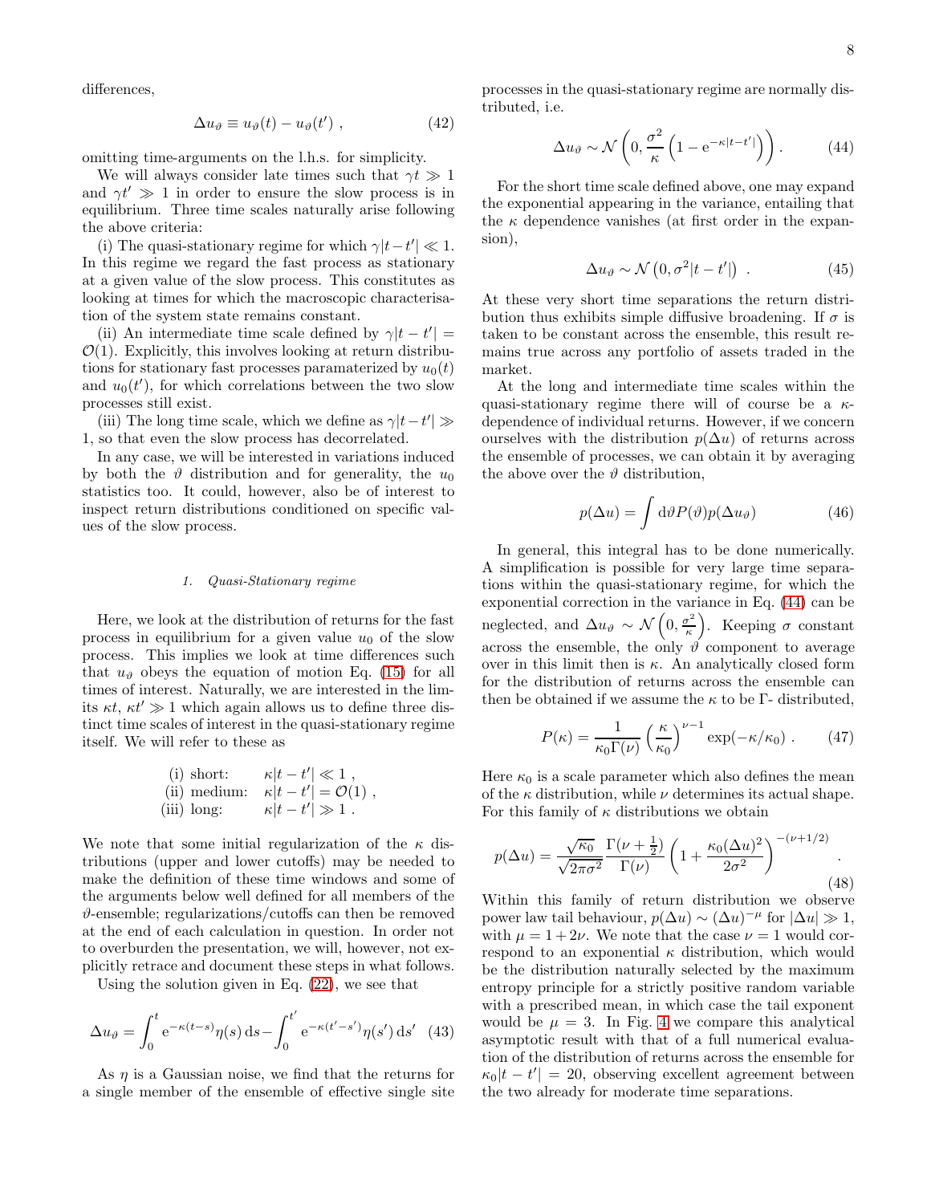differences,

$$\Delta u_\vartheta \equiv u_\vartheta(t) - u_\vartheta(t') \ , \tag{42}$$

omitting time-arguments on the l.h.s. for simplicity.

We will always consider late times such that $\gamma t \gg 1$ and $\gamma t' \gg 1$ in order to ensure the slow process is in equilibrium. Three time scales naturally arise following the above criteria:

(i) The quasi-stationary regime for which $\gamma|t-t'| \ll 1$. In this regime we regard the fast process as stationary at a given value of the slow process. This constitutes as looking at times for which the macroscopic characterisation of the system state remains constant.

(ii) An intermediate time scale defined by $\gamma|t-t'| = \mathcal{O}(1)$. Explicitly, this involves looking at return distributions for stationary fast processes paramaterized by $u_0(t)$ and $u_0(t')$, for which correlations between the two slow processes still exist.

(iii) The long time scale, which we define as $\gamma|t-t'| \gg 1$, so that even the slow process has decorrelated.

In any case, we will be interested in variations induced by both the $\vartheta$ distribution and for generality, the $u_0$ statistics too. It could, however, also be of interest to inspect return distributions conditioned on specific values of the slow process.

#### 1. Quasi-Stationary regime

Here, we look at the distribution of returns for the fast process in equilibrium for a given value $u_0$ of the slow process. This implies we look at time differences such that $u_\vartheta$ obeys the equation of motion Eq. (15) for all times of interest. Naturally, we are interested in the limits $\kappa t$, $\kappa t' \gg 1$ which again allows us to define three distinct time scales of interest in the quasi-stationary regime itself. We will refer to these as

$$\begin{aligned} &\text{(i) short:} && \kappa|t-t'| \ll 1 \ , \\ &\text{(ii) medium:} && \kappa|t-t'| = \mathcal{O}(1) \ , \\ &\text{(iii) long:} && \kappa|t-t'| \gg 1 \ . \end{aligned}$$

We note that some initial regularization of the $\kappa$ distributions (upper and lower cutoffs) may be needed to make the definition of these time windows and some of the arguments below well defined for all members of the $\vartheta$-ensemble; regularizations/cutoffs can then be removed at the end of each calculation in question. In order not to overburden the presentation, we will, however, not explicitly retrace and document these steps in what follows.

Using the solution given in Eq. (22), we see that

$$\Delta u_\vartheta = \int_0^t e^{-\kappa(t-s)}\eta(s)\,ds - \int_0^{t'} e^{-\kappa(t'-s')}\eta(s')\,ds' \tag{43}$$

As $\eta$ is a Gaussian noise, we find that the returns for a single member of the ensemble of effective single site processes in the quasi-stationary regime are normally distributed, i.e.

$$\Delta u_\vartheta \sim \mathcal{N}\left(0, \frac{\sigma^2}{\kappa}\left(1 - e^{-\kappa|t-t'|}\right)\right). \tag{44}$$

For the short time scale defined above, one may expand the exponential appearing in the variance, entailing that the $\kappa$ dependence vanishes (at first order in the expansion),

$$\Delta u_\vartheta \sim \mathcal{N}\left(0, \sigma^2|t-t'|\right) \ . \tag{45}$$

At these very short time separations the return distribution thus exhibits simple diffusive broadening. If $\sigma$ is taken to be constant across the ensemble, this result remains true across any portfolio of assets traded in the market.

At the long and intermediate time scales within the quasi-stationary regime there will of course be a $\kappa$-dependence of individual returns. However, if we concern ourselves with the distribution $p(\Delta u)$ of returns across the ensemble of processes, we can obtain it by averaging the above over the $\vartheta$ distribution,

$$p(\Delta u) = \int d\vartheta P(\vartheta) p(\Delta u_\vartheta) \tag{46}$$

In general, this integral has to be done numerically. A simplification is possible for very large time separations within the quasi-stationary regime, for which the exponential correction in the variance in Eq. (44) can be neglected, and $\Delta u_\vartheta \sim \mathcal{N}\left(0, \frac{\sigma^2}{\kappa}\right)$. Keeping $\sigma$ constant across the ensemble, the only $\vartheta$ component to average over in this limit then is $\kappa$. An analytically closed form for the distribution of returns across the ensemble can then be obtained if we assume the $\kappa$ to be $\Gamma$- distributed,

$$P(\kappa) = \frac{1}{\kappa_0 \Gamma(\nu)}\left(\frac{\kappa}{\kappa_0}\right)^{\nu-1} \exp(-\kappa/\kappa_0) \ . \tag{47}$$

Here $\kappa_0$ is a scale parameter which also defines the mean of the $\kappa$ distribution, while $\nu$ determines its actual shape. For this family of $\kappa$ distributions we obtain

$$p(\Delta u) = \frac{\sqrt{\kappa_0}}{\sqrt{2\pi\sigma^2}}\frac{\Gamma(\nu+\frac{1}{2})}{\Gamma(\nu)}\left(1 + \frac{\kappa_0(\Delta u)^2}{2\sigma^2}\right)^{-(\nu+1/2)} . \tag{48}$$

Within this family of return distribution we observe power law tail behaviour, $p(\Delta u) \sim (\Delta u)^{-\mu}$ for $|\Delta u| \gg 1$, with $\mu = 1 + 2\nu$. We note that the case $\nu = 1$ would correspond to an exponential $\kappa$ distribution, which would be the distribution naturally selected by the maximum entropy principle for a strictly positive random variable with a prescribed mean, in which case the tail exponent would be $\mu = 3$. In Fig. 4 we compare this analytical asymptotic result with that of a full numerical evaluation of the distribution of returns across the ensemble for $\kappa_0|t-t'| = 20$, observing excellent agreement between the two already for moderate time separations.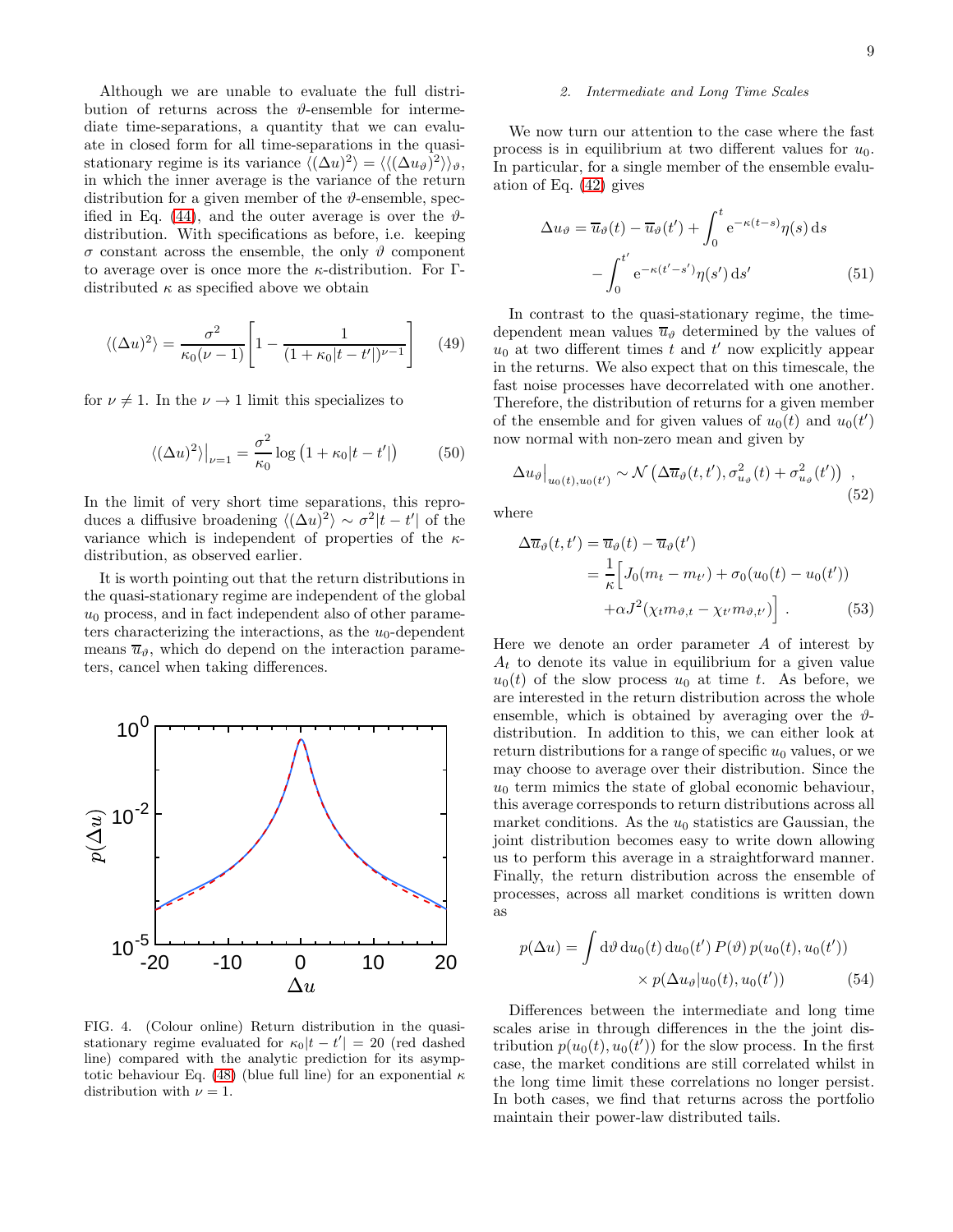Although we are unable to evaluate the full distribution of returns across the $\vartheta$-ensemble for intermediate time-separations, a quantity that we can evaluate in closed form for all time-separations in the quasi-stationary regime is its variance $\langle(\Delta u)^2\rangle = \langle\langle(\Delta u_\vartheta)^2\rangle\rangle_\vartheta$, in which the inner average is the variance of the return distribution for a given member of the $\vartheta$-ensemble, specified in Eq. (44), and the outer average is over the $\vartheta$-distribution. With specifications as before, i.e. keeping $\sigma$ constant across the ensemble, the only $\vartheta$ component to average over is once more the $\kappa$-distribution. For $\Gamma$-distributed $\kappa$ as specified above we obtain

$$\langle(\Delta u)^2\rangle = \frac{\sigma^2}{\kappa_0(\nu-1)}\left[1 - \frac{1}{(1+\kappa_0|t-t'|)^{\nu-1}}\right] \tag{49}$$

for $\nu \neq 1$. In the $\nu \to 1$ limit this specializes to

$$\langle(\Delta u)^2\rangle\big|_{\nu=1} = \frac{\sigma^2}{\kappa_0}\log\left(1+\kappa_0|t-t'|\right) \tag{50}$$

In the limit of very short time separations, this reproduces a diffusive broadening $\langle(\Delta u)^2\rangle \sim \sigma^2|t-t'|$ of the variance which is independent of properties of the $\kappa$-distribution, as observed earlier.

It is worth pointing out that the return distributions in the quasi-stationary regime are independent of the global $u_0$ process, and in fact independent also of other parameters characterizing the interactions, as the $u_0$-dependent means $\overline{u}_\vartheta$, which do depend on the interaction parameters, cancel when taking differences.

FIG. 4. (Colour online) Return distribution in the quasi-stationary regime evaluated for $\kappa_0|t-t'| = 20$ (red dashed line) compared with the analytic prediction for its asymptotic behaviour Eq. (48) (blue full line) for an exponential $\kappa$ distribution with $\nu = 1$.

### 2. Intermediate and Long Time Scales

We now turn our attention to the case where the fast process is in equilibrium at two different values for $u_0$. In particular, for a single member of the ensemble evaluation of Eq. (42) gives

$$\Delta u_\vartheta = \overline{u}_\vartheta(t) - \overline{u}_\vartheta(t') + \int_0^t \mathrm{e}^{-\kappa(t-s)}\eta(s)\,\mathrm{d}s - \int_0^{t'} \mathrm{e}^{-\kappa(t'-s')}\eta(s')\,\mathrm{d}s' \tag{51}$$

In contrast to the quasi-stationary regime, the time-dependent mean values $\overline{u}_\vartheta$ determined by the values of $u_0$ at two different times $t$ and $t'$ now explicitly appear in the returns. We also expect that on this timescale, the fast noise processes have decorrelated with one another. Therefore, the distribution of returns for a given member of the ensemble and for given values of $u_0(t)$ and $u_0(t')$ now normal with non-zero mean and given by

$$\Delta u_\vartheta\big|_{u_0(t),u_0(t')} \sim \mathcal{N}\left(\Delta\overline{u}_\vartheta(t,t'), \sigma^2_{u_\vartheta}(t) + \sigma^2_{u_\vartheta}(t')\right) , \tag{52}$$

where

$$\begin{aligned}\Delta\overline{u}_\vartheta(t,t') &= \overline{u}_\vartheta(t) - \overline{u}_\vartheta(t') \\ &= \frac{1}{\kappa}\Big[J_0(m_t - m_{t'}) + \sigma_0(u_0(t) - u_0(t')) \\ &\quad + \alpha J^2(\chi_t m_{\vartheta,t} - \chi_{t'} m_{\vartheta,t'})\Big] .\end{aligned} \tag{53}$$

Here we denote an order parameter $A$ of interest by $A_t$ to denote its value in equilibrium for a given value $u_0(t)$ of the slow process $u_0$ at time $t$. As before, we are interested in the return distribution across the whole ensemble, which is obtained by averaging over the $\vartheta$-distribution. In addition to this, we can either look at return distributions for a range of specific $u_0$ values, or we may choose to average over their distribution. Since the $u_0$ term mimics the state of global economic behaviour, this average corresponds to return distributions across all market conditions. As the $u_0$ statistics are Gaussian, the joint distribution becomes easy to write down allowing us to perform this average in a straightforward manner. Finally, the return distribution across the ensemble of processes, across all market conditions is written down as

$$p(\Delta u) = \int \mathrm{d}\vartheta\,\mathrm{d}u_0(t)\,\mathrm{d}u_0(t')\,P(\vartheta)\,p(u_0(t),u_0(t')) \times p(\Delta u_\vartheta|u_0(t),u_0(t')) \tag{54}$$

Differences between the intermediate and long time scales arise in through differences in the the joint distribution $p(u_0(t),u_0(t'))$ for the slow process. In the first case, the market conditions are still correlated whilst in the long time limit these correlations no longer persist. In both cases, we find that returns across the portfolio maintain their power-law distributed tails.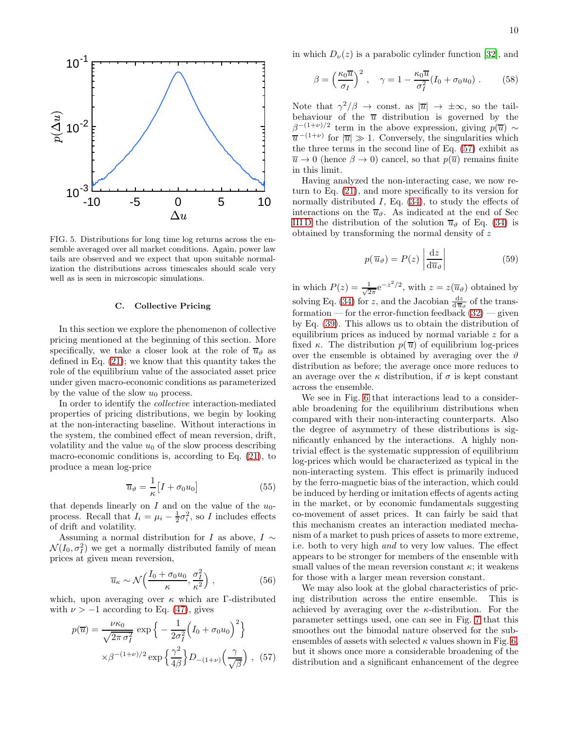FIG. 5. Distributions for long time log returns across the ensemble averaged over all market conditions. Again, power law tails are observed and we expect that upon suitable normalization the distributions across timescales should scale very well as is seen in microscopic simulations.

### C. Collective Pricing

In this section we explore the phenomenon of collective pricing mentioned at the beginning of this section. More specifically, we take a closer look at the role of $\overline{u}_\vartheta$ as defined in Eq. (21); we know that this quantity takes the role of the equilibrium value of the associated asset price under given macro-economic conditions as parameterized by the value of the slow $u_0$ process.

In order to identify the *collective* interaction-mediated properties of pricing distributions, we begin by looking at the non-interacting baseline. Without interactions in the system, the combined effect of mean reversion, drift, volatility and the value $u_0$ of the slow process describing macro-economic conditions is, according to Eq. (21), to produce a mean log-price

$$\overline{u}_\vartheta = \frac{1}{\kappa}\big[I + \sigma_0 u_0\big] \tag{55}$$

that depends linearly on $I$ and on the value of the $u_0$-process. Recall that $I_i = \mu_i - \frac{1}{2}\sigma_i^2$, so $I$ includes effects of drift and volatility.

Assuming a normal distribution for $I$ as above, $I \sim \mathcal{N}(I_0, \sigma_I^2)$ we get a normally distributed family of mean prices at given mean reversion,

$$\overline{u}_\kappa \sim \mathcal{N}\Big(\frac{I_0 + \sigma_0 u_0}{\kappa}, \frac{\sigma_I^2}{\kappa^2}\Big) , \tag{56}$$

which, upon averaging over $\kappa$ which are $\Gamma$-distributed with $\nu > -1$ according to Eq. (47), gives

$$p(\overline{u}) = \frac{\nu\kappa_0}{\sqrt{2\pi\,\sigma_I^2}} \exp\Big\{ -\frac{1}{2\sigma_I^2}\Big(I_0 + \sigma_0 u_0\Big)^2\Big\} \times \beta^{-(1+\nu)/2} \exp\Big\{\frac{\gamma^2}{4\beta}\Big\} D_{-(1+\nu)}\Big(\frac{\gamma}{\sqrt{\beta}}\Big) , \tag{57}$$

in which $D_\nu(z)$ is a parabolic cylinder function [32], and

$$\beta = \Big(\frac{\kappa_0 \overline{u}}{\sigma_I}\Big)^2 , \quad \gamma = 1 - \frac{\kappa_0 \overline{u}}{\sigma_I^2}(I_0 + \sigma_0 u_0) . \tag{58}$$

Note that $\gamma^2/\beta \to$ const. as $|\overline{u}| \to \pm\infty$, so the tail-behaviour of the $\overline{u}$ distribution is governed by the $\beta^{-(1+\nu)/2}$ term in the above expression, giving $p(\overline{u}) \sim \overline{u}^{\,-(1+\nu)}$ for $|\overline{u}| \gg 1$. Conversely, the singularities which the three terms in the second line of Eq. (57) exhibit as $\overline{u} \to 0$ (hence $\beta \to 0$) cancel, so that $p(\overline{u})$ remains finite in this limit.

Having analyzed the non-interacting case, we now return to Eq. (21), and more specifically to its version for normally distributed $I$, Eq. (34), to study the effects of interactions on the $\overline{u}_\vartheta$. As indicated at the end of Sec III D the distribution of the solution $\overline{u}_\vartheta$ of Eq. (34) is obtained by transforming the normal density of $z$

$$p(\overline{u}_\vartheta) = P(z)\left|\frac{\mathrm{d}z}{\mathrm{d}\overline{u}_\vartheta}\right| \tag{59}$$

in which $P(z) = \frac{1}{\sqrt{2\pi}}\mathrm{e}^{-z^2/2}$, with $z = z(\overline{u}_\vartheta)$ obtained by solving Eq. (34) for $z$, and the Jacobian $\frac{\mathrm{d}z}{\mathrm{d}\overline{u}_\vartheta}$ of the transformation — for the error-function feedback (32) — given by Eq. (39). This allows us to obtain the distribution of equilibrium prices as induced by normal variable $z$ for a fixed $\kappa$. The distribution $p(\overline{u})$ of equilibrium log-prices over the ensemble is obtained by averaging over the $\vartheta$ distribution as before; the average once more reduces to an average over the $\kappa$ distribution, if $\sigma$ is kept constant across the ensemble.

We see in Fig. 6 that interactions lead to a considerable broadening for the equilibrium distributions when compared with their non-interacting counterparts. Also the degree of asymmetry of these distributions is significantly enhanced by the interactions. A highly non-trivial effect is the systematic suppression of equilibrium log-prices which would be characterized as typical in the non-interacting system. This effect is primarily induced by the ferro-magnetic bias of the interaction, which could be induced by herding or imitation effects of agents acting in the market, or by economic fundamentals suggesting co-movement of asset prices. It can fairly be said that this mechanism creates an interaction mediated mechanism of a market to push prices of assets to more extreme, i.e. both to very high *and* to very low values. The effect appears to be stronger for members of the ensemble with small values of the mean reversion constant $\kappa$; it weakens for those with a larger mean reversion constant.

We may also look at the global characteristics of pricing distribution across the entire ensemble. This is achieved by averaging over the $\kappa$-distribution. For the parameter settings used, one can see in Fig. 7 that this smoothes out the bimodal nature observed for the sub-ensembles of assets with selected $\kappa$ values shown in Fig. 6, but it shows once more a considerable broadening of the distribution and a significant enhancement of the degree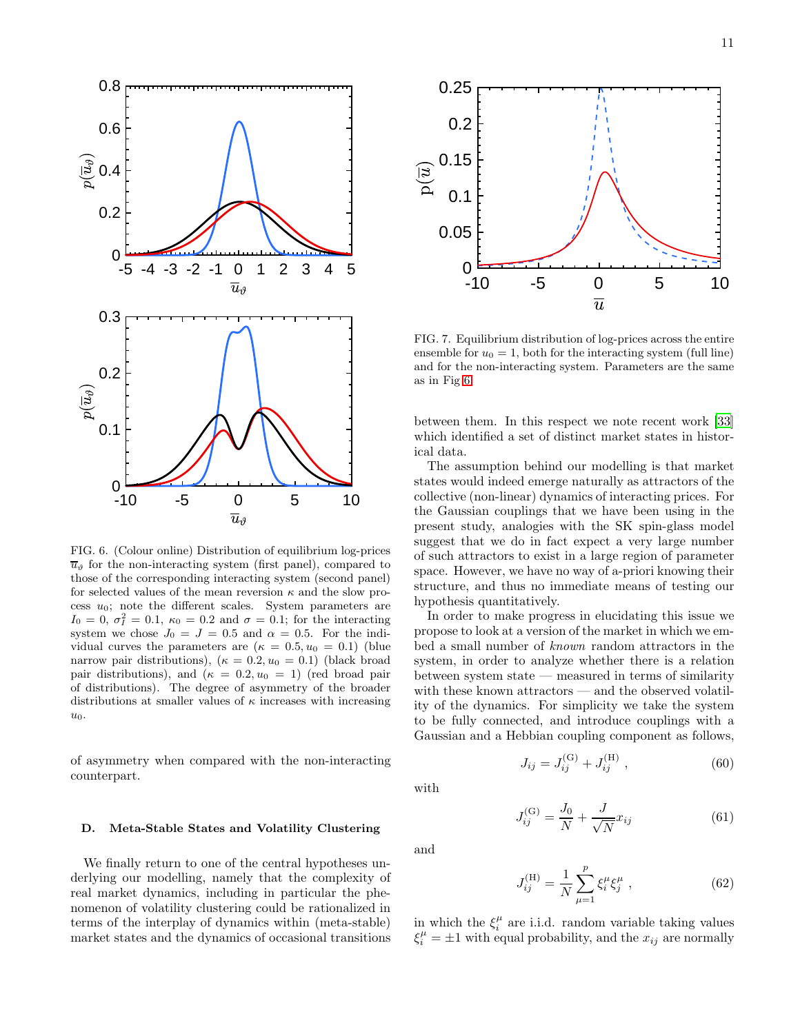FIG. 6. (Colour online) Distribution of equilibrium log-prices $\overline{u}_\vartheta$ for the non-interacting system (first panel), compared to those of the corresponding interacting system (second panel) for selected values of the mean reversion $\kappa$ and the slow process $u_0$; note the different scales. System parameters are $I_0 = 0$, $\sigma_I^2 = 0.1$, $\kappa_0 = 0.2$ and $\sigma = 0.1$; for the interacting system we chose $J_0 = J = 0.5$ and $\alpha = 0.5$. For the individual curves the parameters are ($\kappa = 0.5, u_0 = 0.1$) (blue narrow pair distributions), ($\kappa = 0.2, u_0 = 0.1$) (black broad pair distributions), and ($\kappa = 0.2, u_0 = 1$) (red broad pair of distributions). The degree of asymmetry of the broader distributions at smaller values of $\kappa$ increases with increasing $u_0$.

FIG. 7. Equilibrium distribution of log-prices across the entire ensemble for $u_0 = 1$, both for the interacting system (full line) and for the non-interacting system. Parameters are the same as in Fig 6.

of asymmetry when compared with the non-interacting counterpart.

### D. Meta-Stable States and Volatility Clustering

We finally return to one of the central hypotheses underlying our modelling, namely that the complexity of real market dynamics, including in particular the phenomenon of volatility clustering could be rationalized in terms of the interplay of dynamics within (meta-stable) market states and the dynamics of occasional transitions between them. In this respect we note recent work [33] which identified a set of distinct market states in historical data.

The assumption behind our modelling is that market states would indeed emerge naturally as attractors of the collective (non-linear) dynamics of interacting prices. For the Gaussian couplings that we have been using in the present study, analogies with the SK spin-glass model suggest that we do in fact expect a very large number of such attractors to exist in a large region of parameter space. However, we have no way of a-priori knowing their structure, and thus no immediate means of testing our hypothesis quantitatively.

In order to make progress in elucidating this issue we propose to look at a version of the market in which we embed a small number of *known* random attractors in the system, in order to analyze whether there is a relation between system state — measured in terms of similarity with these known attractors — and the observed volatility of the dynamics. For simplicity we take the system to be fully connected, and introduce couplings with a Gaussian and a Hebbian coupling component as follows,

$$J_{ij} = J_{ij}^{(\mathrm{G})} + J_{ij}^{(\mathrm{H})} , \tag{60}$$

with

$$J_{ij}^{(\mathrm{G})} = \frac{J_0}{N} + \frac{J}{\sqrt{N}} x_{ij} \tag{61}$$

and

$$J_{ij}^{(\mathrm{H})} = \frac{1}{N} \sum_{\mu=1}^{p} \xi_i^\mu \xi_j^\mu , \tag{62}$$

in which the $\xi_i^\mu$ are i.i.d. random variable taking values $\xi_i^\mu = \pm 1$ with equal probability, and the $x_{ij}$ are normally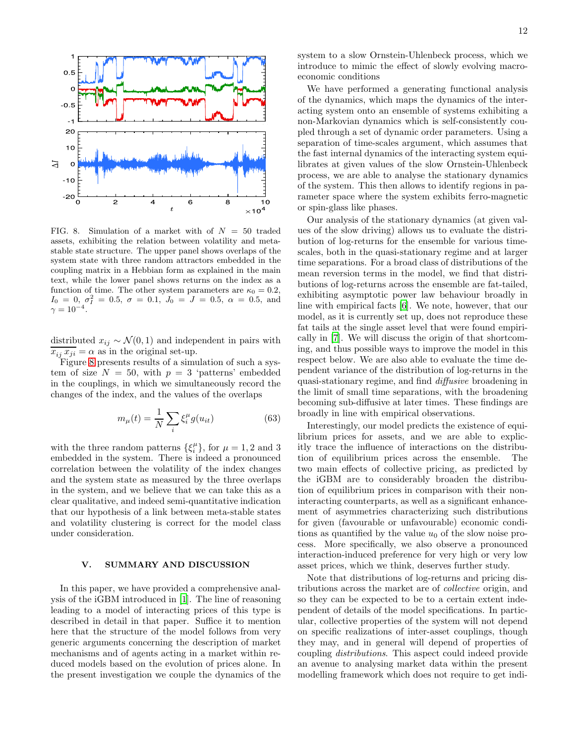FIG. 8. Simulation of a market with of $N = 50$ traded assets, exhibiting the relation between volatility and metastable state structure. The upper panel shows overlaps of the system state with three random attractors embedded in the coupling matrix in a Hebbian form as explained in the main text, while the lower panel shows returns on the index as a function of time. The other system parameters are $\kappa_0 = 0.2$, $I_0 = 0$, $\sigma_I^2 = 0.5$, $\sigma = 0.1$, $J_0 = J = 0.5$, $\alpha = 0.5$, and $\gamma = 10^{-4}$.

distributed $x_{ij} \sim \mathcal{N}(0,1)$ and independent in pairs with $\overline{x_{ij}\, x_{ji}} = \alpha$ as in the original set-up.

Figure 8 presents results of a simulation of such a system of size $N = 50$, with $p = 3$ 'patterns' embedded in the couplings, in which we simultaneously record the changes of the index, and the values of the overlaps

$$m_\mu(t) = \frac{1}{N} \sum_i \xi_i^\mu g(u_{it}) \tag{63}$$

with the three random patterns $\{\xi_i^\mu\}$, for $\mu = 1, 2$ and $3$ embedded in the system. There is indeed a pronounced correlation between the volatility of the index changes and the system state as measured by the three overlaps in the system, and we believe that we can take this as a clear qualitative, and indeed semi-quantitative indication that our hypothesis of a link between meta-stable states and volatility clustering is correct for the model class under consideration.

## V. SUMMARY AND DISCUSSION

In this paper, we have provided a comprehensive analysis of the iGBM introduced in [1]. The line of reasoning leading to a model of interacting prices of this type is described in detail in that paper. Suffice it to mention here that the structure of the model follows from very generic arguments concerning the description of market mechanisms and of agents acting in a market within reduced models based on the evolution of prices alone. In the present investigation we couple the dynamics of the system to a slow Ornstein-Uhlenbeck process, which we introduce to mimic the effect of slowly evolving macroeconomic conditions

We have performed a generating functional analysis of the dynamics, which maps the dynamics of the interacting system onto an ensemble of systems exhibiting a non-Markovian dynamics which is self-consistently coupled through a set of dynamic order parameters. Using a separation of time-scales argument, which assumes that the fast internal dynamics of the interacting system equilibrates at given values of the slow Ornstein-Uhlenbeck process, we are able to analyse the stationary dynamics of the system. This then allows to identify regions in parameter space where the system exhibits ferro-magnetic or spin-glass like phases.

Our analysis of the stationary dynamics (at given values of the slow driving) allows us to evaluate the distribution of log-returns for the ensemble for various time-scales, both in the quasi-stationary regime and at larger time separations. For a broad class of distributions of the mean reversion terms in the model, we find that distributions of log-returns across the ensemble are fat-tailed, exhibiting asymptotic power law behaviour broadly in line with empirical facts [6]. We note, however, that our model, as it is currently set up, does not reproduce these fat tails at the single asset level that were found empirically in [7]. We will discuss the origin of that shortcoming, and thus possible ways to improve the model in this respect below. We are also able to evaluate the time dependent variance of the distribution of log-returns in the quasi-stationary regime, and find *diffusive* broadening in the limit of small time separations, with the broadening becoming sub-diffusive at later times. These findings are broadly in line with empirical observations.

Interestingly, our model predicts the existence of equilibrium prices for assets, and we are able to explicitly trace the influence of interactions on the distribution of equilibrium prices across the ensemble. The two main effects of collective pricing, as predicted by the iGBM are to considerably broaden the distribution of equilibrium prices in comparison with their non-interacting counterparts, as well as a significant enhancement of asymmetries characterizing such distributions for given (favourable or unfavourable) economic conditions as quantified by the value $u_0$ of the slow noise process. More specifically, we also observe a pronounced interaction-induced preference for very high or very low asset prices, which we think, deserves further study.

Note that distributions of log-returns and pricing distributions across the market are of *collective* origin, and so they can be expected to be to a certain extent independent of details of the model specifications. In particular, collective properties of the system will not depend on specific realizations of inter-asset couplings, though they may, and in general will depend of properties of coupling *distributions*. This aspect could indeed provide an avenue to analysing market data within the present modelling framework which does not require to get indi-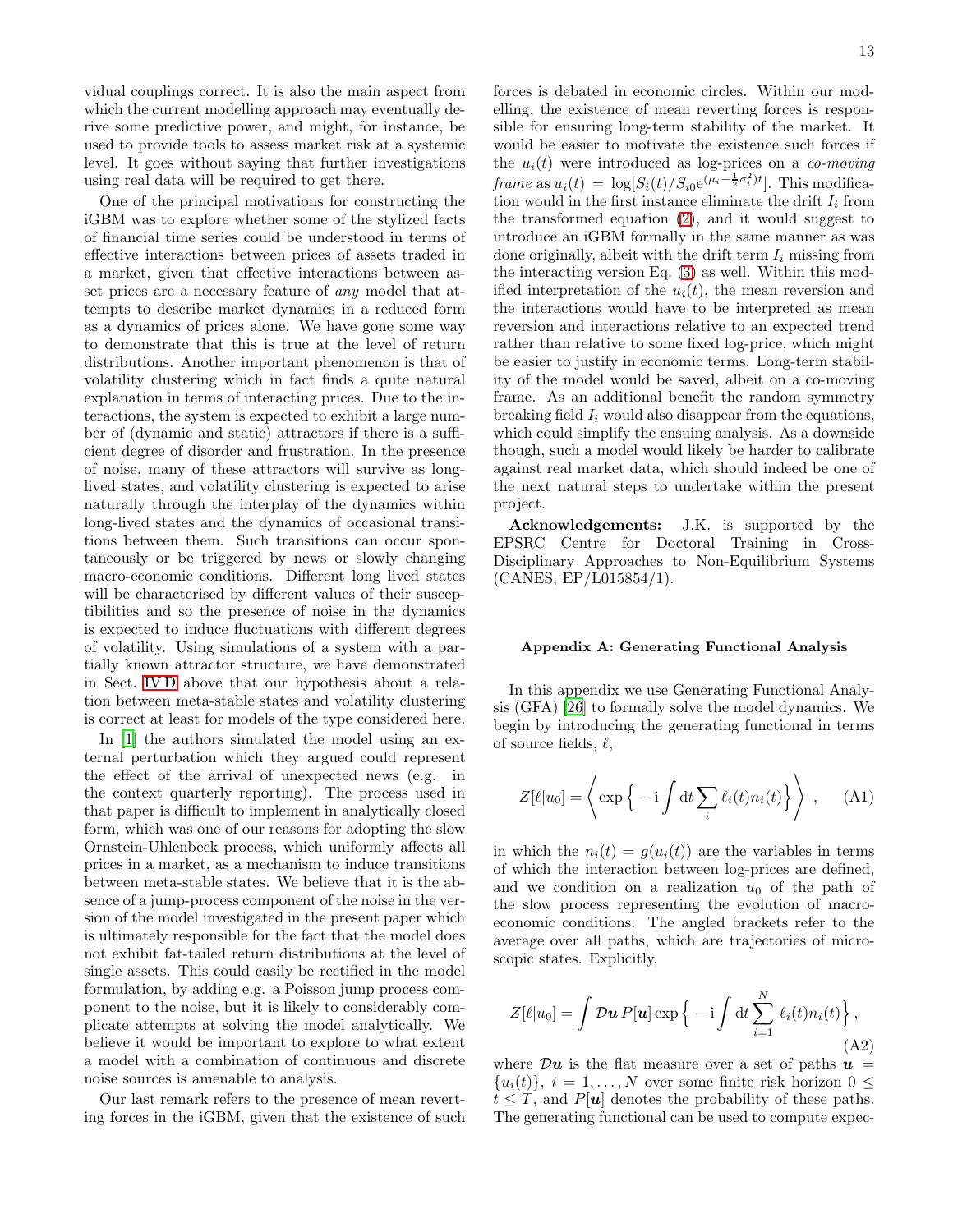vidual couplings correct. It is also the main aspect from which the current modelling approach may eventually derive some predictive power, and might, for instance, be used to provide tools to assess market risk at a systemic level. It goes without saying that further investigations using real data will be required to get there.

One of the principal motivations for constructing the iGBM was to explore whether some of the stylized facts of financial time series could be understood in terms of effective interactions between prices of assets traded in a market, given that effective interactions between asset prices are a necessary feature of *any* model that attempts to describe market dynamics in a reduced form as a dynamics of prices alone. We have gone some way to demonstrate that this is true at the level of return distributions. Another important phenomenon is that of volatility clustering which in fact finds a quite natural explanation in terms of interacting prices. Due to the interactions, the system is expected to exhibit a large number of (dynamic and static) attractors if there is a sufficient degree of disorder and frustration. In the presence of noise, many of these attractors will survive as long-lived states, and volatility clustering is expected to arise naturally through the interplay of the dynamics within long-lived states and the dynamics of occasional transitions between them. Such transitions can occur spontaneously or be triggered by news or slowly changing macro-economic conditions. Different long lived states will be characterised by different values of their susceptibilities and so the presence of noise in the dynamics is expected to induce fluctuations with different degrees of volatility. Using simulations of a system with a partially known attractor structure, we have demonstrated in Sect. IV D above that our hypothesis about a relation between meta-stable states and volatility clustering is correct at least for models of the type considered here.

In [1] the authors simulated the model using an external perturbation which they argued could represent the effect of the arrival of unexpected news (e.g. in the context quarterly reporting). The process used in that paper is difficult to implement in analytically closed form, which was one of our reasons for adopting the slow Ornstein-Uhlenbeck process, which uniformly affects all prices in a market, as a mechanism to induce transitions between meta-stable states. We believe that it is the absence of a jump-process component of the noise in the version of the model investigated in the present paper which is ultimately responsible for the fact that the model does not exhibit fat-tailed return distributions at the level of single assets. This could easily be rectified in the model formulation, by adding e.g. a Poisson jump process component to the noise, but it is likely to considerably complicate attempts at solving the model analytically. We believe it would be important to explore to what extent a model with a combination of continuous and discrete noise sources is amenable to analysis.

Our last remark refers to the presence of mean reverting forces in the iGBM, given that the existence of such forces is debated in economic circles. Within our modelling, the existence of mean reverting forces is responsible for ensuring long-term stability of the market. It would be easier to motivate the existence such forces if the $u_i(t)$ were introduced as log-prices on a *co-moving frame* as $u_i(t) = \log[S_i(t)/S_{i0}\mathrm{e}^{(\mu_i - \frac{1}{2}\sigma_i^2)t}]$. This modification would in the first instance eliminate the drift $I_i$ from the transformed equation (2), and it would suggest to introduce an iGBM formally in the same manner as was done originally, albeit with the drift term $I_i$ missing from the interacting version Eq. (3) as well. Within this modified interpretation of the $u_i(t)$, the mean reversion and the interactions would have to be interpreted as mean reversion and interactions relative to an expected trend rather than relative to some fixed log-price, which might be easier to justify in economic terms. Long-term stability of the model would be saved, albeit on a co-moving frame. As an additional benefit the random symmetry breaking field $I_i$ would also disappear from the equations, which could simplify the ensuing analysis. As a downside though, such a model would likely be harder to calibrate against real market data, which should indeed be one of the next natural steps to undertake within the present project.

**Acknowledgements:** J.K. is supported by the EPSRC Centre for Doctoral Training in Cross-Disciplinary Approaches to Non-Equilibrium Systems (CANES, EP/L015854/1).

### Appendix A: Generating Functional Analysis

In this appendix we use Generating Functional Analysis (GFA) [26] to formally solve the model dynamics. We begin by introducing the generating functional in terms of source fields, $\ell$,

$$Z[\ell|u_0] = \left\langle \exp\Big\{ -\mathrm{i}\int \mathrm{d}t \sum_i \ell_i(t) n_i(t)\Big\}\right\rangle , \qquad \text{(A1)}$$

in which the $n_i(t) = g(u_i(t))$ are the variables in terms of which the interaction between log-prices are defined, and we condition on a realization $u_0$ of the path of the slow process representing the evolution of macro-economic conditions. The angled brackets refer to the average over all paths, which are trajectories of microscopic states. Explicitly,

$$Z[\ell|u_0] = \int \mathcal{D}\boldsymbol{u}\, P[\boldsymbol{u}] \exp\Big\{ -\mathrm{i}\int \mathrm{d}t \sum_{i=1}^{N} \ell_i(t) n_i(t)\Big\} , \qquad \text{(A2)}$$

where $\mathcal{D}\boldsymbol{u}$ is the flat measure over a set of paths $\boldsymbol{u} = \{u_i(t)\},\ i = 1, \ldots, N$ over some finite risk horizon $0 \leq t \leq T$, and $P[\boldsymbol{u}]$ denotes the probability of these paths. The generating functional can be used to compute expec-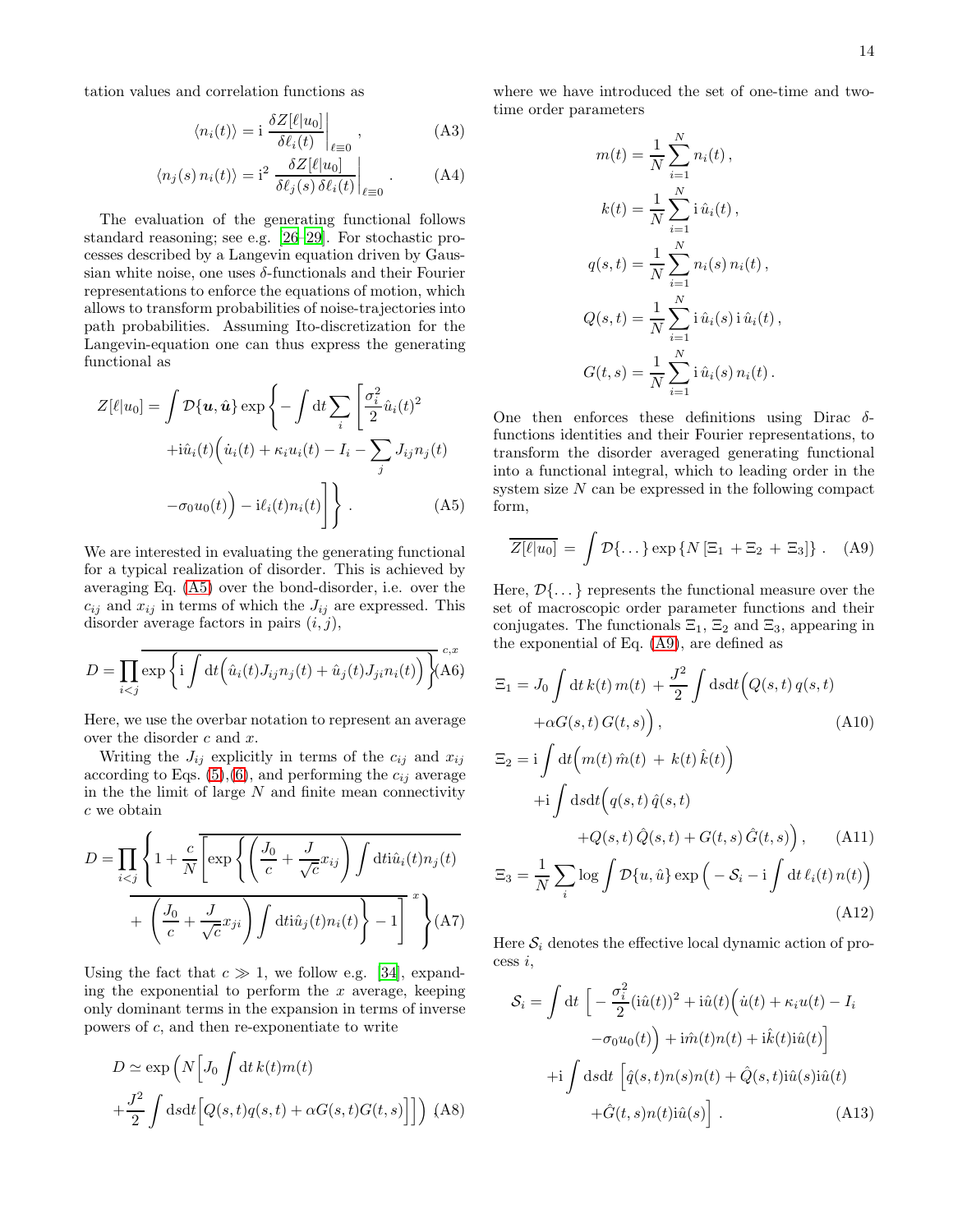tation values and correlation functions as

$$\langle n_i(t)\rangle = \mathrm{i}\left.\frac{\delta Z[\ell|u_0]}{\delta \ell_i(t)}\right|_{\ell\equiv 0}, \tag{A3}$$

$$\langle n_j(s)\, n_i(t)\rangle = \mathrm{i}^2 \left.\frac{\delta Z[\ell|u_0]}{\delta \ell_j(s)\,\delta \ell_i(t)}\right|_{\ell\equiv 0}. \tag{A4}$$

The evaluation of the generating functional follows standard reasoning; see e.g. [26–29]. For stochastic processes described by a Langevin equation driven by Gaussian white noise, one uses $\delta$-functionals and their Fourier representations to enforce the equations of motion, which allows to transform probabilities of noise-trajectories into path probabilities. Assuming Ito-discretization for the Langevin-equation one can thus express the generating functional as

$$Z[\ell|u_0] = \int \mathcal{D}\{\boldsymbol{u},\hat{\boldsymbol{u}}\} \exp\Bigg\{ - \int \mathrm{d}t \sum_i \Bigg[ \frac{\sigma_i^2}{2}\hat{u}_i(t)^2 + \mathrm{i}\hat{u}_i(t)\Big(\dot{u}_i(t) + \kappa_i u_i(t) - I_i - \sum_j J_{ij} n_j(t) - \sigma_0 u_0(t)\Big) - \mathrm{i}\ell_i(t) n_i(t)\Bigg]\Bigg\}. \tag{A5}$$

We are interested in evaluating the generating functional for a typical realization of disorder. This is achieved by averaging Eq. (A5) over the bond-disorder, i.e. over the $c_{ij}$ and $x_{ij}$ in terms of which the $J_{ij}$ are expressed. This disorder average factors in pairs $(i,j)$,

$$D = \prod_{i<j} \overline{\exp\left\{ \mathrm{i}\int \mathrm{d}t \Big( \hat{u}_i(t) J_{ij} n_j(t) + \hat{u}_j(t) J_{ji} n_i(t)\Big)\right\}}^{\,c,x} \tag{A6}$$

Here, we use the overbar notation to represent an average over the disorder $c$ and $x$.

Writing the $J_{ij}$ explicitly in terms of the $c_{ij}$ and $x_{ij}$ according to Eqs. (5),(6), and performing the $c_{ij}$ average in the the limit of large $N$ and finite mean connectivity $c$ we obtain

$$D = \prod_{i<j}\left\{ 1 + \frac{c}{N}\overline{\left[ \exp\left\{ \left(\frac{J_0}{c} + \frac{J}{\sqrt{c}} x_{ij}\right) \int \mathrm{d}t \mathrm{i}\hat{u}_i(t) n_j(t) + \left(\frac{J_0}{c} + \frac{J}{\sqrt{c}} x_{ji}\right) \int \mathrm{d}t \mathrm{i}\hat{u}_j(t) n_i(t) \right\} - 1\right]}^{\,x}\right\} \tag{A7}$$

Using the fact that $c \gg 1$, we follow e.g. [34], expanding the exponential to perform the $x$ average, keeping only dominant terms in the expansion in terms of inverse powers of $c$, and then re-exponentiate to write

$$D \simeq \exp\Big( N\Big[ J_0 \int \mathrm{d}t\, k(t) m(t) + \frac{J^2}{2}\int \mathrm{d}s\mathrm{d}t \Big[ Q(s,t) q(s,t) + \alpha G(s,t) G(t,s)\Big]\Big]\Big), \tag{A8}$$

where we have introduced the set of one-time and two-time order parameters

$$m(t) = \frac{1}{N}\sum_{i=1}^N n_i(t)\,,$$

$$k(t) = \frac{1}{N}\sum_{i=1}^N \mathrm{i}\,\hat{u}_i(t)\,,$$

$$q(s,t) = \frac{1}{N}\sum_{i=1}^N n_i(s)\, n_i(t)\,,$$

$$Q(s,t) = \frac{1}{N}\sum_{i=1}^N \mathrm{i}\,\hat{u}_i(s)\,\mathrm{i}\,\hat{u}_i(t)\,,$$

$$G(t,s) = \frac{1}{N}\sum_{i=1}^N \mathrm{i}\,\hat{u}_i(s)\, n_i(t)\,.$$

One then enforces these definitions using Dirac $\delta$-functions identities and their Fourier representations, to transform the disorder averaged generating functional into a functional integral, which to leading order in the system size $N$ can be expressed in the following compact form,

$$\overline{Z[\ell|u_0]} = \int \mathcal{D}\{\dots\} \exp\{N\left[\Xi_1 + \Xi_2 + \Xi_3\right]\}\,. \tag{A9}$$

Here, $\mathcal{D}\{\dots\}$ represents the functional measure over the set of macroscopic order parameter functions and their conjugates. The functionals $\Xi_1$, $\Xi_2$ and $\Xi_3$, appearing in the exponential of Eq. (A9), are defined as

$$\Xi_1 = J_0 \int \mathrm{d}t\, k(t)\, m(t) + \frac{J^2}{2}\int \mathrm{d}s\mathrm{d}t \Big( Q(s,t)\, q(s,t) + \alpha G(s,t)\, G(t,s)\Big)\,, \tag{A10}$$

$$\Xi_2 = \mathrm{i}\int \mathrm{d}t \Big( m(t)\,\hat{m}(t) + k(t)\,\hat{k}(t)\Big) + \mathrm{i}\int \mathrm{d}s\mathrm{d}t \Big( q(s,t)\,\hat{q}(s,t) + Q(s,t)\,\hat{Q}(s,t) + G(t,s)\,\hat{G}(t,s)\Big)\,, \tag{A11}$$

$$\Xi_3 = \frac{1}{N}\sum_i \log \int \mathcal{D}\{u,\hat{u}\} \exp\Big( - \mathcal{S}_i - \mathrm{i}\int \mathrm{d}t\, \ell_i(t)\, n(t)\Big) \tag{A12}$$

Here $\mathcal{S}_i$ denotes the effective local dynamic action of process $i$,

$$\mathcal{S}_i = \int \mathrm{d}t\, \Big[ -\frac{\sigma_i^2}{2}(\mathrm{i}\hat{u}(t))^2 + \mathrm{i}\hat{u}(t)\Big(\dot{u}(t) + \kappa_i u(t) - I_i - \sigma_0 u_0(t)\Big) + \mathrm{i}\hat{m}(t) n(t) + \mathrm{i}\hat{k}(t)\mathrm{i}\hat{u}(t)\Big] + \mathrm{i}\int \mathrm{d}s\mathrm{d}t\, \Big[ \hat{q}(s,t) n(s) n(t) + \hat{Q}(s,t)\mathrm{i}\hat{u}(s)\mathrm{i}\hat{u}(t) + \hat{G}(t,s) n(t)\mathrm{i}\hat{u}(s)\Big]\,. \tag{A13}$$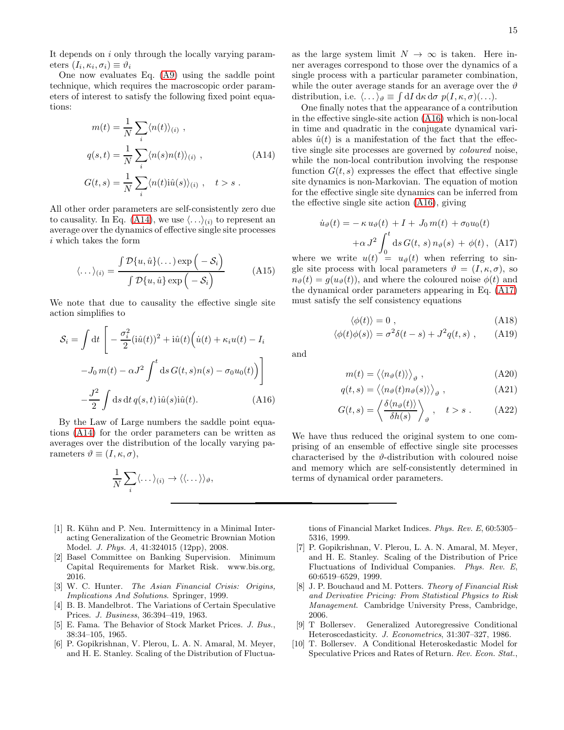It depends on $i$ only through the locally varying parameters $(I_i, \kappa_i, \sigma_i) \equiv \vartheta_i$

One now evaluates Eq. (A9) using the saddle point technique, which requires the macroscopic order parameters of interest to satisfy the following fixed point equations:

$$
\begin{aligned}
m(t) &= \frac{1}{N}\sum_i \langle n(t)\rangle_{(i)} \ , \\
q(s,t) &= \frac{1}{N}\sum_i \langle n(s)n(t)\rangle_{(i)} \ , \\
G(t,s) &= \frac{1}{N}\sum_i \langle n(t)\mathrm{i}\hat{u}(s)\rangle_{(i)} \ , \quad t > s \ .
\end{aligned}
\tag{A14}
$$

All other order parameters are self-consistently zero due to causality. In Eq. (A14), we use $\langle \ldots \rangle_{(i)}$ to represent an average over the dynamics of effective single site processes $i$ which takes the form

$$
\langle \ldots \rangle_{(i)} = \frac{\int \mathcal{D}\{u,\hat{u}\}(\ldots)\exp\Big(-\mathcal{S}_i\Big)}{\int \mathcal{D}\{u,\hat{u}\}\exp\Big(-\mathcal{S}_i\Big)} \tag{A15}
$$

We note that due to causality the effective single site action simplifies to

$$
\begin{aligned}
\mathcal{S}_i = \int \mathrm{d}t \,\Bigg[ & -\frac{\sigma_i^2}{2}(\mathrm{i}\hat{u}(t))^2 + \mathrm{i}\hat{u}(t)\Big(\dot{u}(t) + \kappa_i u(t) - I_i \\
& -J_0\, m(t) - \alpha J^2 \int^t \mathrm{d}s\, G(t,s) n(s) - \sigma_0 u_0(t)\Big)\Bigg] \\
& -\frac{J^2}{2}\int \mathrm{d}s\,\mathrm{d}t\, q(s,t)\,\mathrm{i}\hat{u}(s)\mathrm{i}\hat{u}(t).
\end{aligned}
\tag{A16}
$$

By the Law of Large numbers the saddle point equations (A14) for the order parameters can be written as averages over the distribution of the locally varying parameters $\vartheta \equiv (I, \kappa, \sigma)$,

$$
\frac{1}{N}\sum_i \langle \ldots \rangle_{(i)} \to \langle\langle \ldots \rangle\rangle_{\vartheta},
$$

as the large system limit $N \to \infty$ is taken. Here inner averages correspond to those over the dynamics of a single process with a particular parameter combination, while the outer average stands for an average over the $\vartheta$ distribution, i.e. $\langle \ldots \rangle_{\vartheta} \equiv \int \mathrm{d}I\,\mathrm{d}\kappa\,\mathrm{d}\sigma\ p(I,\kappa,\sigma)(\ldots)$.

One finally notes that the appearance of a contribution in the effective single-site action (A16) which is non-local in time and quadratic in the conjugate dynamical variables $\hat{u}(t)$ is a manifestation of the fact that the effective single site processes are governed by *coloured* noise, while the non-local contribution involving the response function $G(t,s)$ expresses the effect that effective single site dynamics is non-Markovian. The equation of motion for the effective single site dynamics can be inferred from the effective single site action (A16), giving

$$
\begin{aligned}
\dot{u}_{\vartheta}(t) = & -\kappa\, u_{\vartheta}(t) + I + J_0\, m(t) + \sigma_0 u_0(t) \\
& + \alpha\, J^2 \int_0^t \mathrm{d}s\, G(t,\,s)\, n_{\vartheta}(s) \,+\, \phi(t)\,,
\end{aligned}
\tag{A17}
$$

where we write $u(t) = u_{\vartheta}(t)$ when referring to single site process with local parameters $\vartheta = (I,\kappa,\sigma)$, so $n_{\vartheta}(t) = g(u_{\vartheta}(t))$, and where the coloured noise $\phi(t)$ and the dynamical order parameters appearing in Eq. (A17) must satisfy the self consistency equations

$$
\langle \phi(t) \rangle = 0 \ , \tag{A18}
$$

$$
\langle \phi(t)\phi(s) \rangle = \sigma^2 \delta(t-s) + J^2 q(t,s) \ , \tag{A19}
$$

and

$$
m(t) = \big\langle \langle n_{\vartheta}(t) \rangle \big\rangle_{\vartheta} \ , \tag{A20}
$$

$$
q(t,s) = \big\langle \langle n_{\vartheta}(t) n_{\vartheta}(s) \rangle \big\rangle_{\vartheta} \ , \tag{A21}
$$

$$
G(t,s) = \left\langle \frac{\delta \langle n_{\vartheta}(t)\rangle}{\delta h(s)} \right\rangle_{\vartheta} , \quad t > s \ . \tag{A22}
$$

We have thus reduced the original system to one comprising of an ensemble of effective single site processes characterised by the $\vartheta$-distribution with coloured noise and memory which are self-consistently determined in terms of dynamical order parameters.

---

[1] R. Kühn and P. Neu. Intermittency in a Minimal Interacting Generalization of the Geometric Brownian Motion Model. *J. Phys. A*, 41:324015 (12pp), 2008.

[2] Basel Committee on Banking Supervision. Minimum Capital Requirements for Market Risk. www.bis.org, 2016.

[3] W. C. Hunter. *The Asian Financial Crisis: Origins, Implications And Solutions*. Springer, 1999.

[4] B. B. Mandelbrot. The Variations of Certain Speculative Prices. *J. Business*, 36:394–419, 1963.

[5] E. Fama. The Behavior of Stock Market Prices. *J. Bus.*, 38:34–105, 1965.

[6] P. Gopikrishnan, V. Plerou, L. A. N. Amaral, M. Meyer, and H. E. Stanley. Scaling of the Distribution of Fluctuations of Financial Market Indices. *Phys. Rev. E*, 60:5305–5316, 1999.

[7] P. Gopikrishnan, V. Plerou, L. A. N. Amaral, M. Meyer, and H. E. Stanley. Scaling of the Distribution of Price Fluctuations of Individual Companies. *Phys. Rev. E*, 60:6519–6529, 1999.

[8] J. P. Bouchaud and M. Potters. *Theory of Financial Risk and Derivative Pricing: From Statistical Physics to Risk Management*. Cambridge University Press, Cambridge, 2006.

[9] T Bollersev. Generalized Autoregressive Conditional Heteroscedasticity. *J. Econometrics*, 31:307–327, 1986.

[10] T. Bollersev. A Conditional Heteroskedastic Model for Speculative Prices and Rates of Return. *Rev. Econ. Stat.*,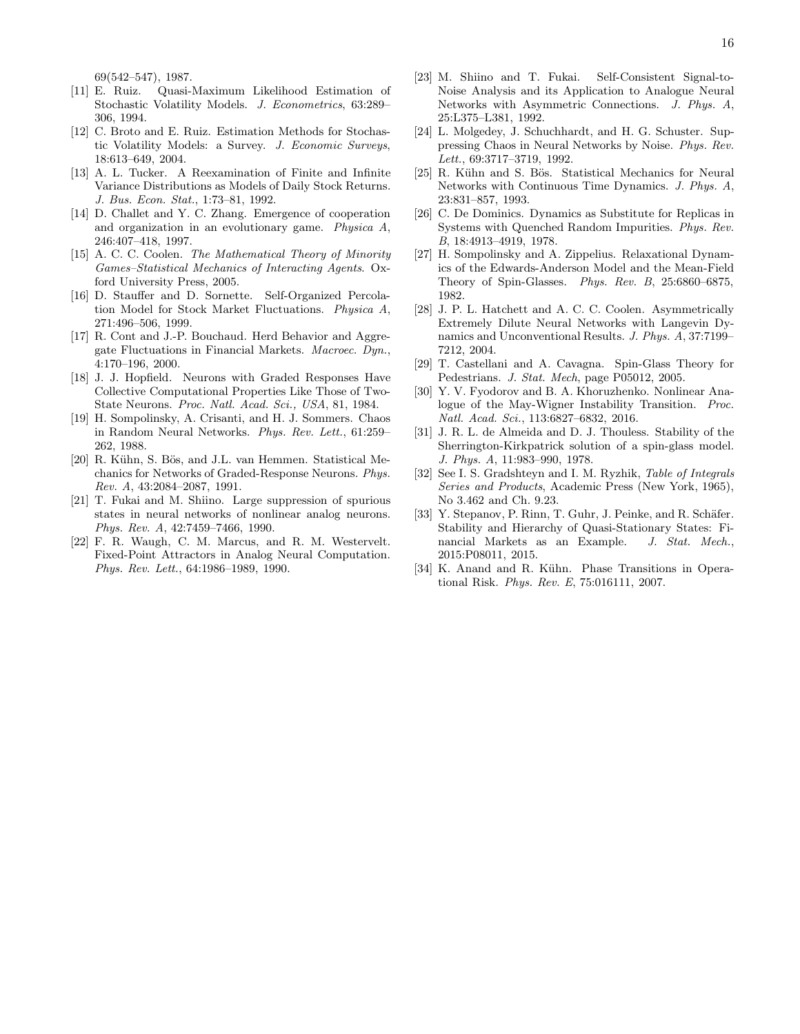69(542–547), 1987.

[11] E. Ruiz. Quasi-Maximum Likelihood Estimation of Stochastic Volatility Models. *J. Econometrics*, 63:289–306, 1994.

[12] C. Broto and E. Ruiz. Estimation Methods for Stochastic Volatility Models: a Survey. *J. Economic Surveys*, 18:613–649, 2004.

[13] A. L. Tucker. A Reexamination of Finite and Infinite Variance Distributions as Models of Daily Stock Returns. *J. Bus. Econ. Stat.*, 1:73–81, 1992.

[14] D. Challet and Y. C. Zhang. Emergence of cooperation and organization in an evolutionary game. *Physica A*, 246:407–418, 1997.

[15] A. C. C. Coolen. *The Mathematical Theory of Minority Games–Statistical Mechanics of Interacting Agents*. Oxford University Press, 2005.

[16] D. Stauffer and D. Sornette. Self-Organized Percolation Model for Stock Market Fluctuations. *Physica A*, 271:496–506, 1999.

[17] R. Cont and J.-P. Bouchaud. Herd Behavior and Aggregate Fluctuations in Financial Markets. *Macroec. Dyn.*, 4:170–196, 2000.

[18] J. J. Hopfield. Neurons with Graded Responses Have Collective Computational Properties Like Those of Two-State Neurons. *Proc. Natl. Acad. Sci., USA*, 81, 1984.

[19] H. Sompolinsky, A. Crisanti, and H. J. Sommers. Chaos in Random Neural Networks. *Phys. Rev. Lett.*, 61:259–262, 1988.

[20] R. Kühn, S. Bös, and J.L. van Hemmen. Statistical Mechanics for Networks of Graded-Response Neurons. *Phys. Rev. A*, 43:2084–2087, 1991.

[21] T. Fukai and M. Shiino. Large suppression of spurious states in neural networks of nonlinear analog neurons. *Phys. Rev. A*, 42:7459–7466, 1990.

[22] F. R. Waugh, C. M. Marcus, and R. M. Westervelt. Fixed-Point Attractors in Analog Neural Computation. *Phys. Rev. Lett.*, 64:1986–1989, 1990.

[23] M. Shiino and T. Fukai. Self-Consistent Signal-to-Noise Analysis and its Application to Analogue Neural Networks with Asymmetric Connections. *J. Phys. A*, 25:L375–L381, 1992.

[24] L. Molgedey, J. Schuchhardt, and H. G. Schuster. Suppressing Chaos in Neural Networks by Noise. *Phys. Rev. Lett.*, 69:3717–3719, 1992.

[25] R. Kühn and S. Bös. Statistical Mechanics for Neural Networks with Continuous Time Dynamics. *J. Phys. A*, 23:831–857, 1993.

[26] C. De Dominics. Dynamics as Substitute for Replicas in Systems with Quenched Random Impurities. *Phys. Rev. B*, 18:4913–4919, 1978.

[27] H. Sompolinsky and A. Zippelius. Relaxational Dynamics of the Edwards-Anderson Model and the Mean-Field Theory of Spin-Glasses. *Phys. Rev. B*, 25:6860–6875, 1982.

[28] J. P. L. Hatchett and A. C. C. Coolen. Asymmetrically Extremely Dilute Neural Networks with Langevin Dynamics and Unconventional Results. *J. Phys. A*, 37:7199–7212, 2004.

[29] T. Castellani and A. Cavagna. Spin-Glass Theory for Pedestrians. *J. Stat. Mech*, page P05012, 2005.

[30] Y. V. Fyodorov and B. A. Khoruzhenko. Nonlinear Analogue of the May-Wigner Instability Transition. *Proc. Natl. Acad. Sci.*, 113:6827–6832, 2016.

[31] J. R. L. de Almeida and D. J. Thouless. Stability of the Sherrington-Kirkpatrick solution of a spin-glass model. *J. Phys. A*, 11:983–990, 1978.

[32] See I. S. Gradshteyn and I. M. Ryzhik, *Table of Integrals Series and Products*, Academic Press (New York, 1965), No 3.462 and Ch. 9.23.

[33] Y. Stepanov, P. Rinn, T. Guhr, J. Peinke, and R. Schäfer. Stability and Hierarchy of Quasi-Stationary States: Financial Markets as an Example. *J. Stat. Mech.*, 2015:P08011, 2015.

[34] K. Anand and R. Kühn. Phase Transitions in Operational Risk. *Phys. Rev. E*, 75:016111, 2007.